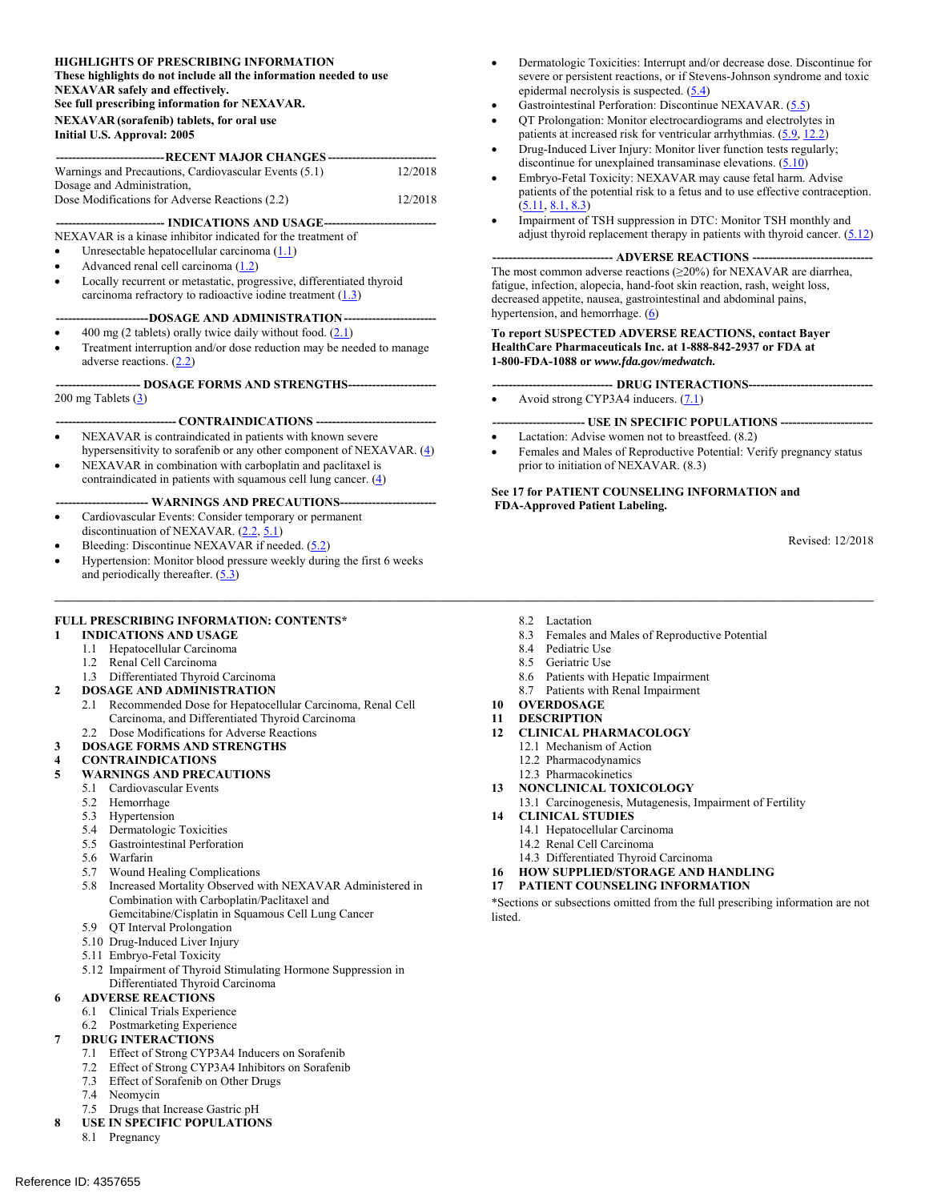**HIGHLIGHTS OF PRESCRIBING INFORMATION**
**These highlights do not include all the information needed to use NEXAVAR safely and effectively.**
**See full prescribing information for NEXAVAR.**

**NEXAVAR (sorafenib) tablets, for oral use**
**Initial U.S. Approval: 2005**

**RECENT MAJOR CHANGES**

| | |
|---|---|
| Warnings and Precautions, Cardiovascular Events (5.1) | 12/2018 |
| Dosage and Administration, Dose Modifications for Adverse Reactions (2.2) | 12/2018 |

**INDICATIONS AND USAGE**

NEXAVAR is a kinase inhibitor indicated for the treatment of

- Unresectable hepatocellular carcinoma (1.1)
- Advanced renal cell carcinoma (1.2)
- Locally recurrent or metastatic, progressive, differentiated thyroid carcinoma refractory to radioactive iodine treatment (1.3)

**DOSAGE AND ADMINISTRATION**

- 400 mg (2 tablets) orally twice daily without food. (2.1)
- Treatment interruption and/or dose reduction may be needed to manage adverse reactions. (2.2)

**DOSAGE FORMS AND STRENGTHS**

200 mg Tablets (3)

**CONTRAINDICATIONS**

- NEXAVAR is contraindicated in patients with known severe hypersensitivity to sorafenib or any other component of NEXAVAR. (4)
- NEXAVAR in combination with carboplatin and paclitaxel is contraindicated in patients with squamous cell lung cancer. (4)

**WARNINGS AND PRECAUTIONS**

- Cardiovascular Events: Consider temporary or permanent discontinuation of NEXAVAR. (2.2, 5.1)
- Bleeding: Discontinue NEXAVAR if needed. (5.2)
- Hypertension: Monitor blood pressure weekly during the first 6 weeks and periodically thereafter. (5.3)
- Dermatologic Toxicities: Interrupt and/or decrease dose. Discontinue for severe or persistent reactions, or if Stevens-Johnson syndrome and toxic epidermal necrolysis is suspected. (5.4)
- Gastrointestinal Perforation: Discontinue NEXAVAR. (5.5)
- QT Prolongation: Monitor electrocardiograms and electrolytes in patients at increased risk for ventricular arrhythmias. (5.9, 12.2)
- Drug-Induced Liver Injury: Monitor liver function tests regularly; discontinue for unexplained transaminase elevations. (5.10)
- Embryo-Fetal Toxicity: NEXAVAR may cause fetal harm. Advise patients of the potential risk to a fetus and to use effective contraception. (5.11, 8.1, 8.3)
- Impairment of TSH suppression in DTC: Monitor TSH monthly and adjust thyroid replacement therapy in patients with thyroid cancer. (5.12)

**ADVERSE REACTIONS**

The most common adverse reactions (≥20%) for NEXAVAR are diarrhea, fatigue, infection, alopecia, hand-foot skin reaction, rash, weight loss, decreased appetite, nausea, gastrointestinal and abdominal pains, hypertension, and hemorrhage. (6)

**To report SUSPECTED ADVERSE REACTIONS, contact Bayer HealthCare Pharmaceuticals Inc. at 1-888-842-2937 or FDA at 1-800-FDA-1088 or *www.fda.gov/medwatch.***

**DRUG INTERACTIONS**

- Avoid strong CYP3A4 inducers. (7.1)

**USE IN SPECIFIC POPULATIONS**

- Lactation: Advise women not to breastfeed. (8.2)
- Females and Males of Reproductive Potential: Verify pregnancy status prior to initiation of NEXAVAR. (8.3)

**See 17 for PATIENT COUNSELING INFORMATION and FDA-Approved Patient Labeling.**

Revised: 12/2018

---

**FULL PRESCRIBING INFORMATION: CONTENTS***

**1 INDICATIONS AND USAGE**
- 1.1 Hepatocellular Carcinoma
- 1.2 Renal Cell Carcinoma
- 1.3 Differentiated Thyroid Carcinoma

**2 DOSAGE AND ADMINISTRATION**
- 2.1 Recommended Dose for Hepatocellular Carcinoma, Renal Cell Carcinoma, and Differentiated Thyroid Carcinoma
- 2.2 Dose Modifications for Adverse Reactions

**3 DOSAGE FORMS AND STRENGTHS**

**4 CONTRAINDICATIONS**

**5 WARNINGS AND PRECAUTIONS**
- 5.1 Cardiovascular Events
- 5.2 Hemorrhage
- 5.3 Hypertension
- 5.4 Dermatologic Toxicities
- 5.5 Gastrointestinal Perforation
- 5.6 Warfarin
- 5.7 Wound Healing Complications
- 5.8 Increased Mortality Observed with NEXAVAR Administered in Combination with Carboplatin/Paclitaxel and Gemcitabine/Cisplatin in Squamous Cell Lung Cancer
- 5.9 QT Interval Prolongation
- 5.10 Drug-Induced Liver Injury
- 5.11 Embryo-Fetal Toxicity
- 5.12 Impairment of Thyroid Stimulating Hormone Suppression in Differentiated Thyroid Carcinoma

**6 ADVERSE REACTIONS**
- 6.1 Clinical Trials Experience
- 6.2 Postmarketing Experience

**7 DRUG INTERACTIONS**
- 7.1 Effect of Strong CYP3A4 Inducers on Sorafenib
- 7.2 Effect of Strong CYP3A4 Inhibitors on Sorafenib
- 7.3 Effect of Sorafenib on Other Drugs
- 7.4 Neomycin
- 7.5 Drugs that Increase Gastric pH

**8 USE IN SPECIFIC POPULATIONS**
- 8.1 Pregnancy
- 8.2 Lactation
- 8.3 Females and Males of Reproductive Potential
- 8.4 Pediatric Use
- 8.5 Geriatric Use
- 8.6 Patients with Hepatic Impairment
- 8.7 Patients with Renal Impairment

**10 OVERDOSAGE**

**11 DESCRIPTION**

**12 CLINICAL PHARMACOLOGY**
- 12.1 Mechanism of Action
- 12.2 Pharmacodynamics
- 12.3 Pharmacokinetics

**13 NONCLINICAL TOXICOLOGY**
- 13.1 Carcinogenesis, Mutagenesis, Impairment of Fertility

**14 CLINICAL STUDIES**
- 14.1 Hepatocellular Carcinoma
- 14.2 Renal Cell Carcinoma
- 14.3 Differentiated Thyroid Carcinoma

**16 HOW SUPPLIED/STORAGE AND HANDLING**

**17 PATIENT COUNSELING INFORMATION**

*Sections or subsections omitted from the full prescribing information are not listed.

Reference ID: 4357655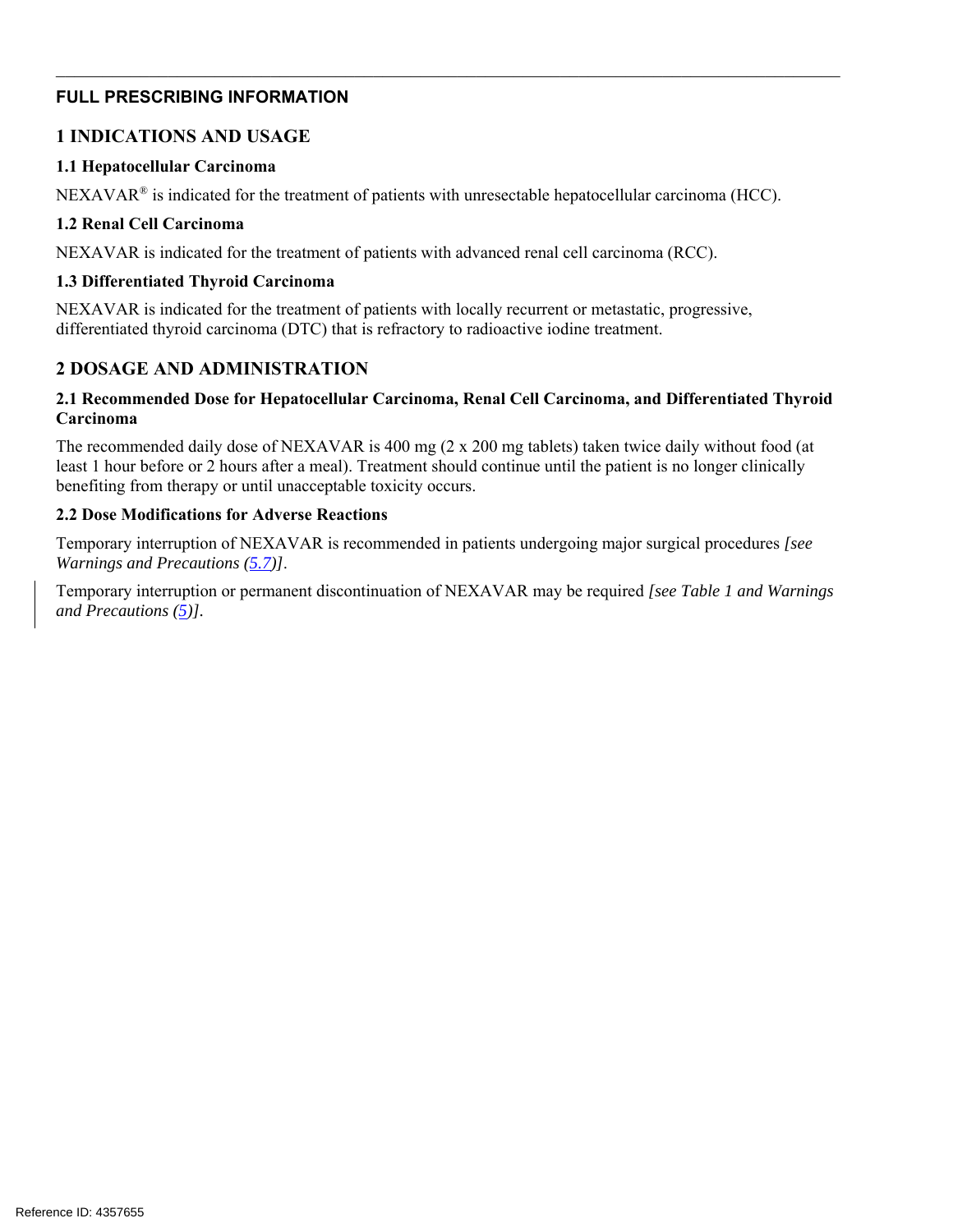## FULL PRESCRIBING INFORMATION

# 1 INDICATIONS AND USAGE

### 1.1 Hepatocellular Carcinoma

NEXAVAR® is indicated for the treatment of patients with unresectable hepatocellular carcinoma (HCC).

### 1.2 Renal Cell Carcinoma

NEXAVAR is indicated for the treatment of patients with advanced renal cell carcinoma (RCC).

### 1.3 Differentiated Thyroid Carcinoma

NEXAVAR is indicated for the treatment of patients with locally recurrent or metastatic, progressive, differentiated thyroid carcinoma (DTC) that is refractory to radioactive iodine treatment.

# 2 DOSAGE AND ADMINISTRATION

### 2.1 Recommended Dose for Hepatocellular Carcinoma, Renal Cell Carcinoma, and Differentiated Thyroid Carcinoma

The recommended daily dose of NEXAVAR is 400 mg (2 x 200 mg tablets) taken twice daily without food (at least 1 hour before or 2 hours after a meal). Treatment should continue until the patient is no longer clinically benefiting from therapy or until unacceptable toxicity occurs.

### 2.2 Dose Modifications for Adverse Reactions

Temporary interruption of NEXAVAR is recommended in patients undergoing major surgical procedures *[see Warnings and Precautions (5.7)]*.

Temporary interruption or permanent discontinuation of NEXAVAR may be required *[see Table 1 and Warnings and Precautions (5)]*.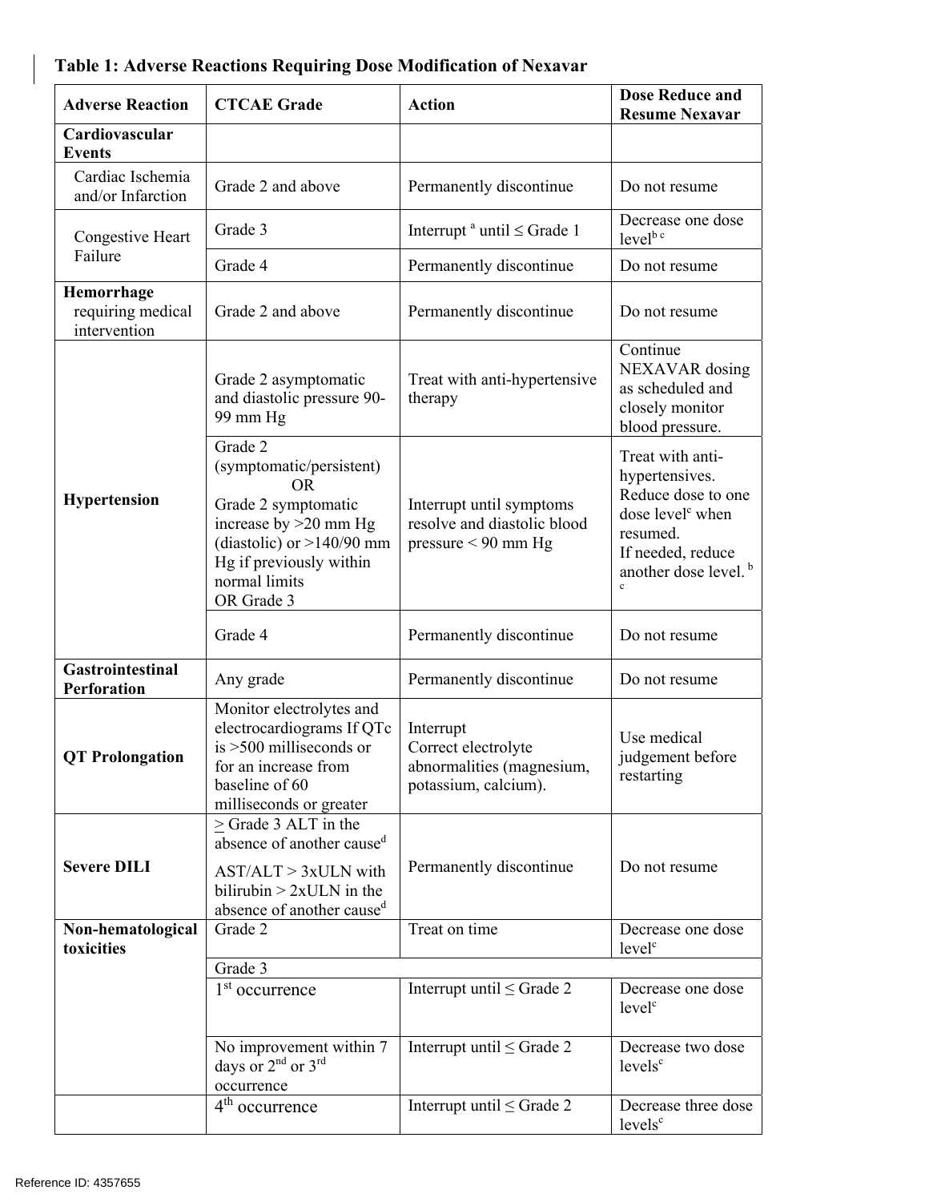**Table 1: Adverse Reactions Requiring Dose Modification of Nexavar**

| Adverse Reaction | CTCAE Grade | Action | Dose Reduce and Resume Nexavar |
|---|---|---|---|
| **Cardiovascular Events** | | | |
| Cardiac Ischemia and/or Infarction | Grade 2 and above | Permanently discontinue | Do not resume |
| Congestive Heart Failure | Grade 3 | Interrupt [a] until ≤ Grade 1 | Decrease one dose level[b c] |
| | Grade 4 | Permanently discontinue | Do not resume |
| **Hemorrhage** requiring medical intervention | Grade 2 and above | Permanently discontinue | Do not resume |
| **Hypertension** | Grade 2 asymptomatic and diastolic pressure 90-99 mm Hg | Treat with anti-hypertensive therapy | Continue NEXAVAR dosing as scheduled and closely monitor blood pressure. |
| | Grade 2 (symptomatic/persistent) OR Grade 2 symptomatic increase by >20 mm Hg (diastolic) or >140/90 mm Hg if previously within normal limits OR Grade 3 | Interrupt until symptoms resolve and diastolic blood pressure < 90 mm Hg | Treat with anti-hypertensives. Reduce dose to one dose level[c] when resumed. If needed, reduce another dose level. [b c] |
| | Grade 4 | Permanently discontinue | Do not resume |
| **Gastrointestinal Perforation** | Any grade | Permanently discontinue | Do not resume |
| **QT Prolongation** | Monitor electrolytes and electrocardiograms If QTc is >500 milliseconds or for an increase from baseline of 60 milliseconds or greater | Interrupt<br>Correct electrolyte abnormalities (magnesium, potassium, calcium). | Use medical judgement before restarting |
| **Severe DILI** | ≥ Grade 3 ALT in the absence of another cause[d]<br>AST/ALT > 3xULN with bilirubin > 2xULN in the absence of another cause[d] | Permanently discontinue | Do not resume |
| **Non-hematological toxicities** | Grade 2 | Treat on time | Decrease one dose level[c] |
| | Grade 3 | | |
| | 1[st] occurrence | Interrupt until ≤ Grade 2 | Decrease one dose level[c] |
| | No improvement within 7 days or 2[nd] or 3[rd] occurrence | Interrupt until ≤ Grade 2 | Decrease two dose levels[c] |
| | 4[th] occurrence | Interrupt until ≤ Grade 2 | Decrease three dose levels[c] |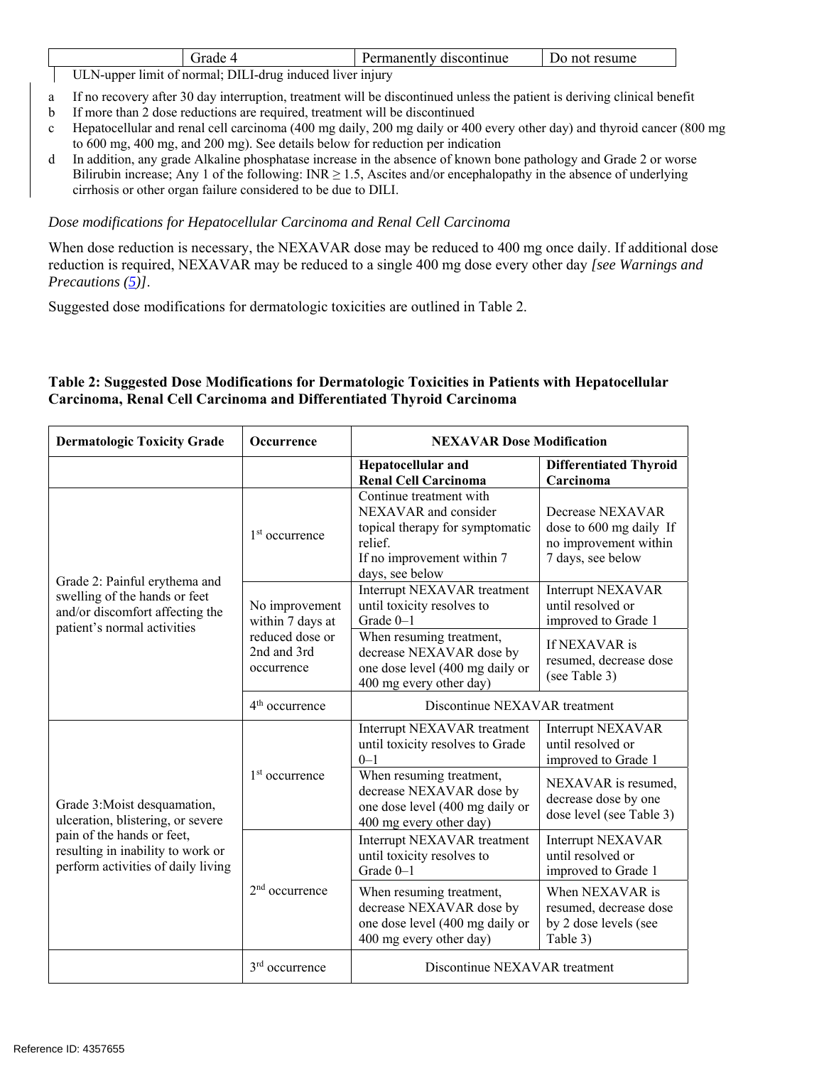| | Grade 4 | Permanently discontinue | Do not resume |
|---|---|---|---|

ULN-upper limit of normal; DILI-drug induced liver injury

a If no recovery after 30 day interruption, treatment will be discontinued unless the patient is deriving clinical benefit
b If more than 2 dose reductions are required, treatment will be discontinued
c Hepatocellular and renal cell carcinoma (400 mg daily, 200 mg daily or 400 every other day) and thyroid cancer (800 mg to 600 mg, 400 mg, and 200 mg). See details below for reduction per indication
d In addition, any grade Alkaline phosphatase increase in the absence of known bone pathology and Grade 2 or worse Bilirubin increase; Any 1 of the following: INR ≥ 1.5, Ascites and/or encephalopathy in the absence of underlying cirrhosis or other organ failure considered to be due to DILI.

*Dose modifications for Hepatocellular Carcinoma and Renal Cell Carcinoma*

When dose reduction is necessary, the NEXAVAR dose may be reduced to 400 mg once daily. If additional dose reduction is required, NEXAVAR may be reduced to a single 400 mg dose every other day *[see Warnings and Precautions (5)]*.

Suggested dose modifications for dermatologic toxicities are outlined in Table 2.

**Table 2: Suggested Dose Modifications for Dermatologic Toxicities in Patients with Hepatocellular Carcinoma, Renal Cell Carcinoma and Differentiated Thyroid Carcinoma**

| Dermatologic Toxicity Grade | Occurrence | NEXAVAR Dose Modification | |
|---|---|---|---|
| | | **Hepatocellular and Renal Cell Carcinoma** | **Differentiated Thyroid Carcinoma** |
| Grade 2: Painful erythema and swelling of the hands or feet and/or discomfort affecting the patient's normal activities | 1st occurrence | Continue treatment with NEXAVAR and consider topical therapy for symptomatic relief. If no improvement within 7 days, see below | Decrease NEXAVAR dose to 600 mg daily If no improvement within 7 days, see below |
| | No improvement within 7 days at reduced dose or 2nd and 3rd occurrence | Interrupt NEXAVAR treatment until toxicity resolves to Grade 0–1 | Interrupt NEXAVAR until resolved or improved to Grade 1 |
| | | When resuming treatment, decrease NEXAVAR dose by one dose level (400 mg daily or 400 mg every other day) | If NEXAVAR is resumed, decrease dose (see Table 3) |
| | 4th occurrence | Discontinue NEXAVAR treatment | |
| Grade 3: Moist desquamation, ulceration, blistering, or severe pain of the hands or feet, resulting in inability to work or perform activities of daily living | 1st occurrence | Interrupt NEXAVAR treatment until toxicity resolves to Grade 0–1 | Interrupt NEXAVAR until resolved or improved to Grade 1 |
| | | When resuming treatment, decrease NEXAVAR dose by one dose level (400 mg daily or 400 mg every other day) | NEXAVAR is resumed, decrease dose by one dose level (see Table 3) |
| | 2nd occurrence | Interrupt NEXAVAR treatment until toxicity resolves to Grade 0–1 | Interrupt NEXAVAR until resolved or improved to Grade 1 |
| | | When resuming treatment, decrease NEXAVAR dose by one dose level (400 mg daily or 400 mg every other day) | When NEXAVAR is resumed, decrease dose by 2 dose levels (see Table 3) |
| | 3rd occurrence | Discontinue NEXAVAR treatment | |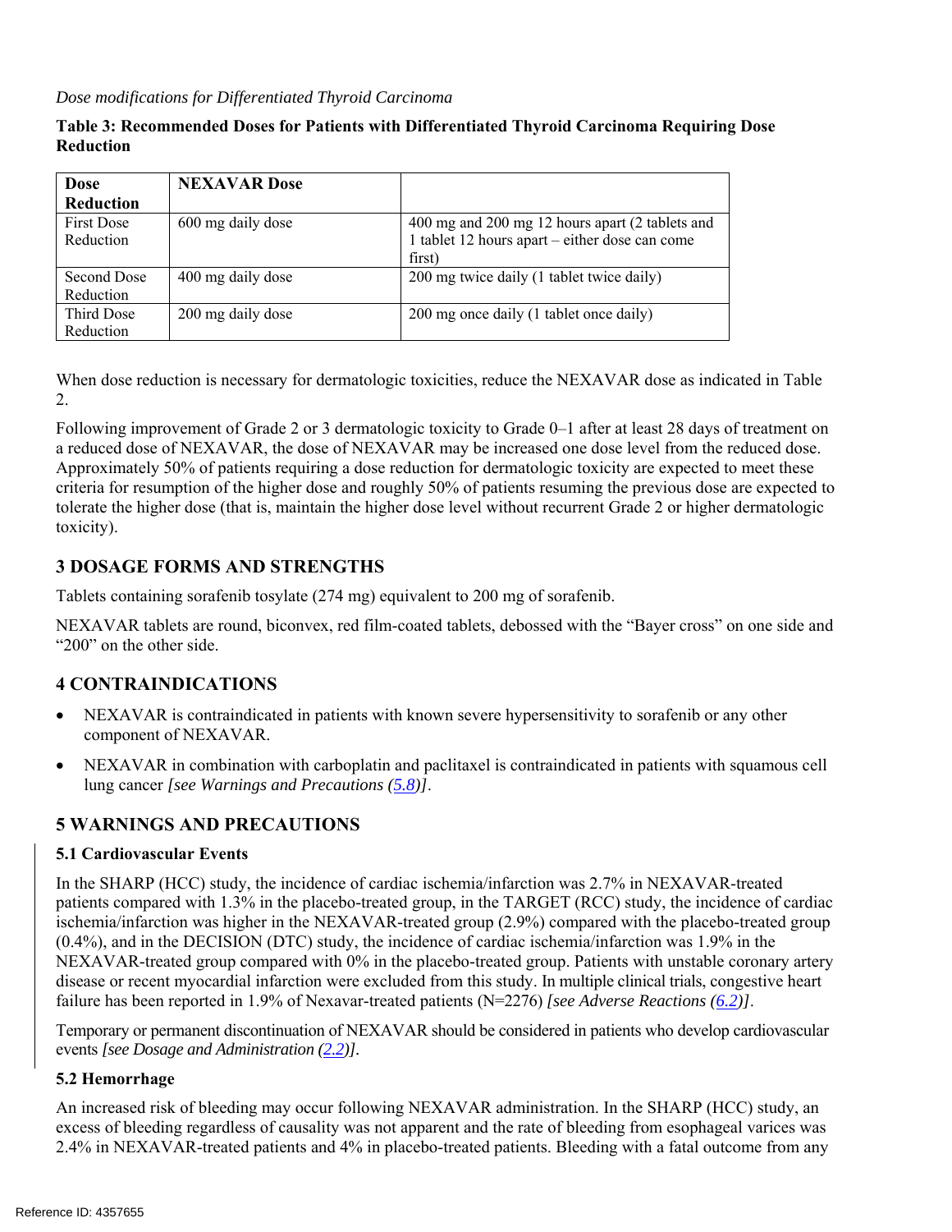*Dose modifications for Differentiated Thyroid Carcinoma*

**Table 3: Recommended Doses for Patients with Differentiated Thyroid Carcinoma Requiring Dose Reduction**

| Dose Reduction | NEXAVAR Dose | |
|---|---|---|
| First Dose Reduction | 600 mg daily dose | 400 mg and 200 mg 12 hours apart (2 tablets and 1 tablet 12 hours apart – either dose can come first) |
| Second Dose Reduction | 400 mg daily dose | 200 mg twice daily (1 tablet twice daily) |
| Third Dose Reduction | 200 mg daily dose | 200 mg once daily (1 tablet once daily) |

When dose reduction is necessary for dermatologic toxicities, reduce the NEXAVAR dose as indicated in Table 2.

Following improvement of Grade 2 or 3 dermatologic toxicity to Grade 0–1 after at least 28 days of treatment on a reduced dose of NEXAVAR, the dose of NEXAVAR may be increased one dose level from the reduced dose. Approximately 50% of patients requiring a dose reduction for dermatologic toxicity are expected to meet these criteria for resumption of the higher dose and roughly 50% of patients resuming the previous dose are expected to tolerate the higher dose (that is, maintain the higher dose level without recurrent Grade 2 or higher dermatologic toxicity).

## 3 DOSAGE FORMS AND STRENGTHS

Tablets containing sorafenib tosylate (274 mg) equivalent to 200 mg of sorafenib.

NEXAVAR tablets are round, biconvex, red film-coated tablets, debossed with the "Bayer cross" on one side and "200" on the other side.

## 4 CONTRAINDICATIONS

- NEXAVAR is contraindicated in patients with known severe hypersensitivity to sorafenib or any other component of NEXAVAR.
- NEXAVAR in combination with carboplatin and paclitaxel is contraindicated in patients with squamous cell lung cancer *[see Warnings and Precautions (5.8)]*.

## 5 WARNINGS AND PRECAUTIONS

### 5.1 Cardiovascular Events

In the SHARP (HCC) study, the incidence of cardiac ischemia/infarction was 2.7% in NEXAVAR-treated patients compared with 1.3% in the placebo-treated group, in the TARGET (RCC) study, the incidence of cardiac ischemia/infarction was higher in the NEXAVAR-treated group (2.9%) compared with the placebo-treated group (0.4%), and in the DECISION (DTC) study, the incidence of cardiac ischemia/infarction was 1.9% in the NEXAVAR-treated group compared with 0% in the placebo-treated group. Patients with unstable coronary artery disease or recent myocardial infarction were excluded from this study. In multiple clinical trials, congestive heart failure has been reported in 1.9% of Nexavar-treated patients (N=2276) *[see Adverse Reactions (6.2)]*.

Temporary or permanent discontinuation of NEXAVAR should be considered in patients who develop cardiovascular events *[see Dosage and Administration (2.2)]*.

### 5.2 Hemorrhage

An increased risk of bleeding may occur following NEXAVAR administration. In the SHARP (HCC) study, an excess of bleeding regardless of causality was not apparent and the rate of bleeding from esophageal varices was 2.4% in NEXAVAR-treated patients and 4% in placebo-treated patients. Bleeding with a fatal outcome from any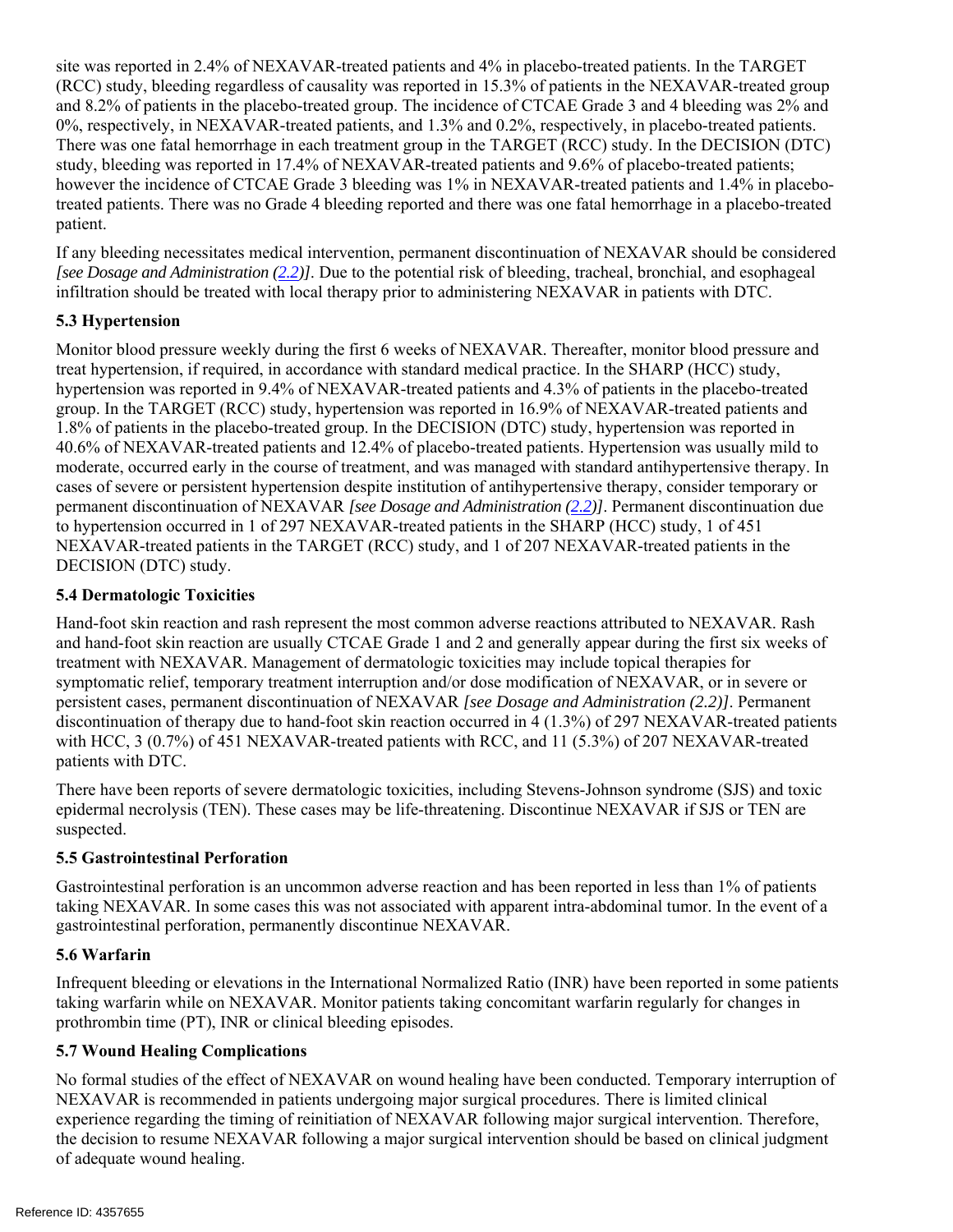site was reported in 2.4% of NEXAVAR-treated patients and 4% in placebo-treated patients. In the TARGET (RCC) study, bleeding regardless of causality was reported in 15.3% of patients in the NEXAVAR-treated group and 8.2% of patients in the placebo-treated group. The incidence of CTCAE Grade 3 and 4 bleeding was 2% and 0%, respectively, in NEXAVAR-treated patients, and 1.3% and 0.2%, respectively, in placebo-treated patients. There was one fatal hemorrhage in each treatment group in the TARGET (RCC) study. In the DECISION (DTC) study, bleeding was reported in 17.4% of NEXAVAR-treated patients and 9.6% of placebo-treated patients; however the incidence of CTCAE Grade 3 bleeding was 1% in NEXAVAR-treated patients and 1.4% in placebo-treated patients. There was no Grade 4 bleeding reported and there was one fatal hemorrhage in a placebo-treated patient.

If any bleeding necessitates medical intervention, permanent discontinuation of NEXAVAR should be considered *[see Dosage and Administration (2.2)]*. Due to the potential risk of bleeding, tracheal, bronchial, and esophageal infiltration should be treated with local therapy prior to administering NEXAVAR in patients with DTC.

### 5.3 Hypertension

Monitor blood pressure weekly during the first 6 weeks of NEXAVAR. Thereafter, monitor blood pressure and treat hypertension, if required, in accordance with standard medical practice. In the SHARP (HCC) study, hypertension was reported in 9.4% of NEXAVAR-treated patients and 4.3% of patients in the placebo-treated group. In the TARGET (RCC) study, hypertension was reported in 16.9% of NEXAVAR-treated patients and 1.8% of patients in the placebo-treated group. In the DECISION (DTC) study, hypertension was reported in 40.6% of NEXAVAR-treated patients and 12.4% of placebo-treated patients. Hypertension was usually mild to moderate, occurred early in the course of treatment, and was managed with standard antihypertensive therapy. In cases of severe or persistent hypertension despite institution of antihypertensive therapy, consider temporary or permanent discontinuation of NEXAVAR *[see Dosage and Administration (2.2)]*. Permanent discontinuation due to hypertension occurred in 1 of 297 NEXAVAR-treated patients in the SHARP (HCC) study, 1 of 451 NEXAVAR-treated patients in the TARGET (RCC) study, and 1 of 207 NEXAVAR-treated patients in the DECISION (DTC) study.

### 5.4 Dermatologic Toxicities

Hand-foot skin reaction and rash represent the most common adverse reactions attributed to NEXAVAR. Rash and hand-foot skin reaction are usually CTCAE Grade 1 and 2 and generally appear during the first six weeks of treatment with NEXAVAR. Management of dermatologic toxicities may include topical therapies for symptomatic relief, temporary treatment interruption and/or dose modification of NEXAVAR, or in severe or persistent cases, permanent discontinuation of NEXAVAR *[see Dosage and Administration (2.2)]*. Permanent discontinuation of therapy due to hand-foot skin reaction occurred in 4 (1.3%) of 297 NEXAVAR-treated patients with HCC, 3 (0.7%) of 451 NEXAVAR-treated patients with RCC, and 11 (5.3%) of 207 NEXAVAR-treated patients with DTC.

There have been reports of severe dermatologic toxicities, including Stevens-Johnson syndrome (SJS) and toxic epidermal necrolysis (TEN). These cases may be life-threatening. Discontinue NEXAVAR if SJS or TEN are suspected.

### 5.5 Gastrointestinal Perforation

Gastrointestinal perforation is an uncommon adverse reaction and has been reported in less than 1% of patients taking NEXAVAR. In some cases this was not associated with apparent intra-abdominal tumor. In the event of a gastrointestinal perforation, permanently discontinue NEXAVAR.

### 5.6 Warfarin

Infrequent bleeding or elevations in the International Normalized Ratio (INR) have been reported in some patients taking warfarin while on NEXAVAR. Monitor patients taking concomitant warfarin regularly for changes in prothrombin time (PT), INR or clinical bleeding episodes.

### 5.7 Wound Healing Complications

No formal studies of the effect of NEXAVAR on wound healing have been conducted. Temporary interruption of NEXAVAR is recommended in patients undergoing major surgical procedures. There is limited clinical experience regarding the timing of reinitiation of NEXAVAR following major surgical intervention. Therefore, the decision to resume NEXAVAR following a major surgical intervention should be based on clinical judgment of adequate wound healing.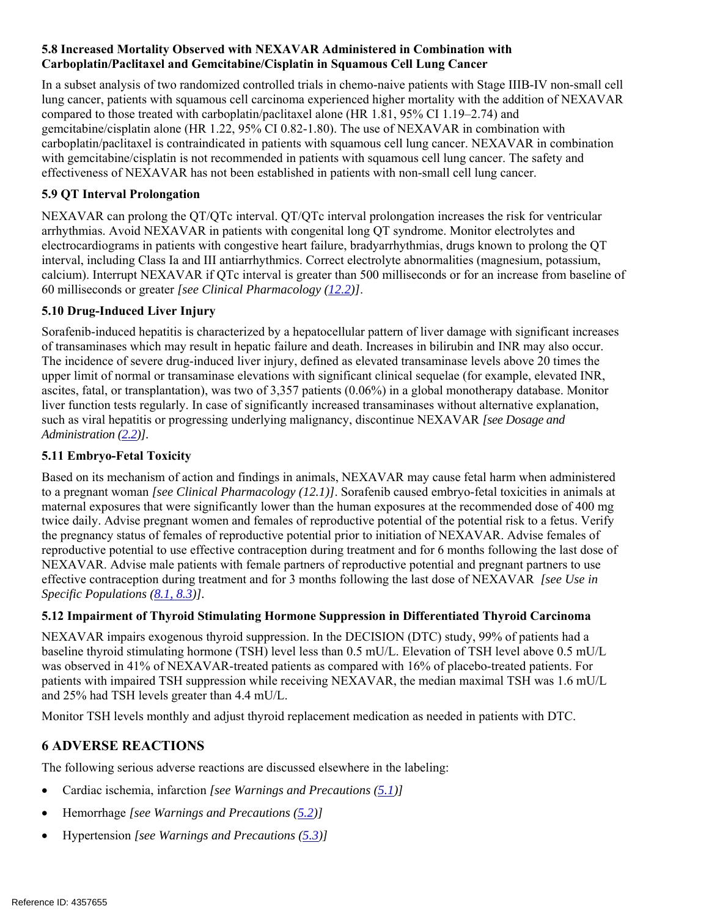### 5.8 Increased Mortality Observed with NEXAVAR Administered in Combination with Carboplatin/Paclitaxel and Gemcitabine/Cisplatin in Squamous Cell Lung Cancer

In a subset analysis of two randomized controlled trials in chemo-naive patients with Stage IIIB-IV non-small cell lung cancer, patients with squamous cell carcinoma experienced higher mortality with the addition of NEXAVAR compared to those treated with carboplatin/paclitaxel alone (HR 1.81, 95% CI 1.19–2.74) and gemcitabine/cisplatin alone (HR 1.22, 95% CI 0.82-1.80). The use of NEXAVAR in combination with carboplatin/paclitaxel is contraindicated in patients with squamous cell lung cancer. NEXAVAR in combination with gemcitabine/cisplatin is not recommended in patients with squamous cell lung cancer. The safety and effectiveness of NEXAVAR has not been established in patients with non-small cell lung cancer.

### 5.9 QT Interval Prolongation

NEXAVAR can prolong the QT/QTc interval. QT/QTc interval prolongation increases the risk for ventricular arrhythmias. Avoid NEXAVAR in patients with congenital long QT syndrome. Monitor electrolytes and electrocardiograms in patients with congestive heart failure, bradyarrhythmias, drugs known to prolong the QT interval, including Class Ia and III antiarrhythmics. Correct electrolyte abnormalities (magnesium, potassium, calcium). Interrupt NEXAVAR if QTc interval is greater than 500 milliseconds or for an increase from baseline of 60 milliseconds or greater *[see Clinical Pharmacology (12.2)]*.

### 5.10 Drug-Induced Liver Injury

Sorafenib-induced hepatitis is characterized by a hepatocellular pattern of liver damage with significant increases of transaminases which may result in hepatic failure and death. Increases in bilirubin and INR may also occur. The incidence of severe drug-induced liver injury, defined as elevated transaminase levels above 20 times the upper limit of normal or transaminase elevations with significant clinical sequelae (for example, elevated INR, ascites, fatal, or transplantation), was two of 3,357 patients (0.06%) in a global monotherapy database. Monitor liver function tests regularly. In case of significantly increased transaminases without alternative explanation, such as viral hepatitis or progressing underlying malignancy, discontinue NEXAVAR *[see Dosage and Administration (2.2)]*.

### 5.11 Embryo-Fetal Toxicity

Based on its mechanism of action and findings in animals, NEXAVAR may cause fetal harm when administered to a pregnant woman *[see Clinical Pharmacology (12.1)]*. Sorafenib caused embryo-fetal toxicities in animals at maternal exposures that were significantly lower than the human exposures at the recommended dose of 400 mg twice daily. Advise pregnant women and females of reproductive potential of the potential risk to a fetus. Verify the pregnancy status of females of reproductive potential prior to initiation of NEXAVAR. Advise females of reproductive potential to use effective contraception during treatment and for 6 months following the last dose of NEXAVAR. Advise male patients with female partners of reproductive potential and pregnant partners to use effective contraception during treatment and for 3 months following the last dose of NEXAVAR *[see Use in Specific Populations (8.1, 8.3)]*.

### 5.12 Impairment of Thyroid Stimulating Hormone Suppression in Differentiated Thyroid Carcinoma

NEXAVAR impairs exogenous thyroid suppression. In the DECISION (DTC) study, 99% of patients had a baseline thyroid stimulating hormone (TSH) level less than 0.5 mU/L. Elevation of TSH level above 0.5 mU/L was observed in 41% of NEXAVAR-treated patients as compared with 16% of placebo-treated patients. For patients with impaired TSH suppression while receiving NEXAVAR, the median maximal TSH was 1.6 mU/L and 25% had TSH levels greater than 4.4 mU/L.

Monitor TSH levels monthly and adjust thyroid replacement medication as needed in patients with DTC.

## 6 ADVERSE REACTIONS

The following serious adverse reactions are discussed elsewhere in the labeling:

- Cardiac ischemia, infarction *[see Warnings and Precautions (5.1)]*
- Hemorrhage *[see Warnings and Precautions (5.2)]*
- Hypertension *[see Warnings and Precautions (5.3)]*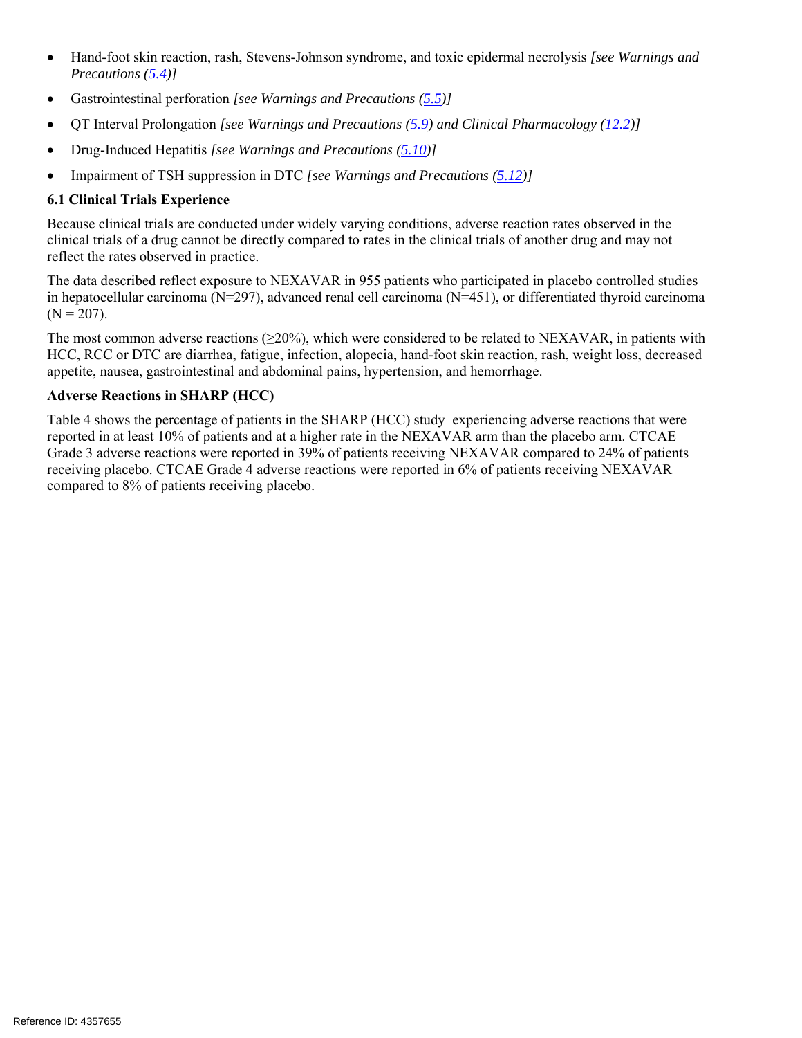- Hand-foot skin reaction, rash, Stevens-Johnson syndrome, and toxic epidermal necrolysis *[see Warnings and Precautions (5.4)]*
- Gastrointestinal perforation *[see Warnings and Precautions (5.5)]*
- QT Interval Prolongation *[see Warnings and Precautions (5.9) and Clinical Pharmacology (12.2)]*
- Drug-Induced Hepatitis *[see Warnings and Precautions (5.10)]*
- Impairment of TSH suppression in DTC *[see Warnings and Precautions (5.12)]*

### 6.1 Clinical Trials Experience

Because clinical trials are conducted under widely varying conditions, adverse reaction rates observed in the clinical trials of a drug cannot be directly compared to rates in the clinical trials of another drug and may not reflect the rates observed in practice.

The data described reflect exposure to NEXAVAR in 955 patients who participated in placebo controlled studies in hepatocellular carcinoma (N=297), advanced renal cell carcinoma (N=451), or differentiated thyroid carcinoma (N = 207).

The most common adverse reactions (≥20%), which were considered to be related to NEXAVAR, in patients with HCC, RCC or DTC are diarrhea, fatigue, infection, alopecia, hand-foot skin reaction, rash, weight loss, decreased appetite, nausea, gastrointestinal and abdominal pains, hypertension, and hemorrhage.

**Adverse Reactions in SHARP (HCC)**

Table 4 shows the percentage of patients in the SHARP (HCC) study experiencing adverse reactions that were reported in at least 10% of patients and at a higher rate in the NEXAVAR arm than the placebo arm. CTCAE Grade 3 adverse reactions were reported in 39% of patients receiving NEXAVAR compared to 24% of patients receiving placebo. CTCAE Grade 4 adverse reactions were reported in 6% of patients receiving NEXAVAR compared to 8% of patients receiving placebo.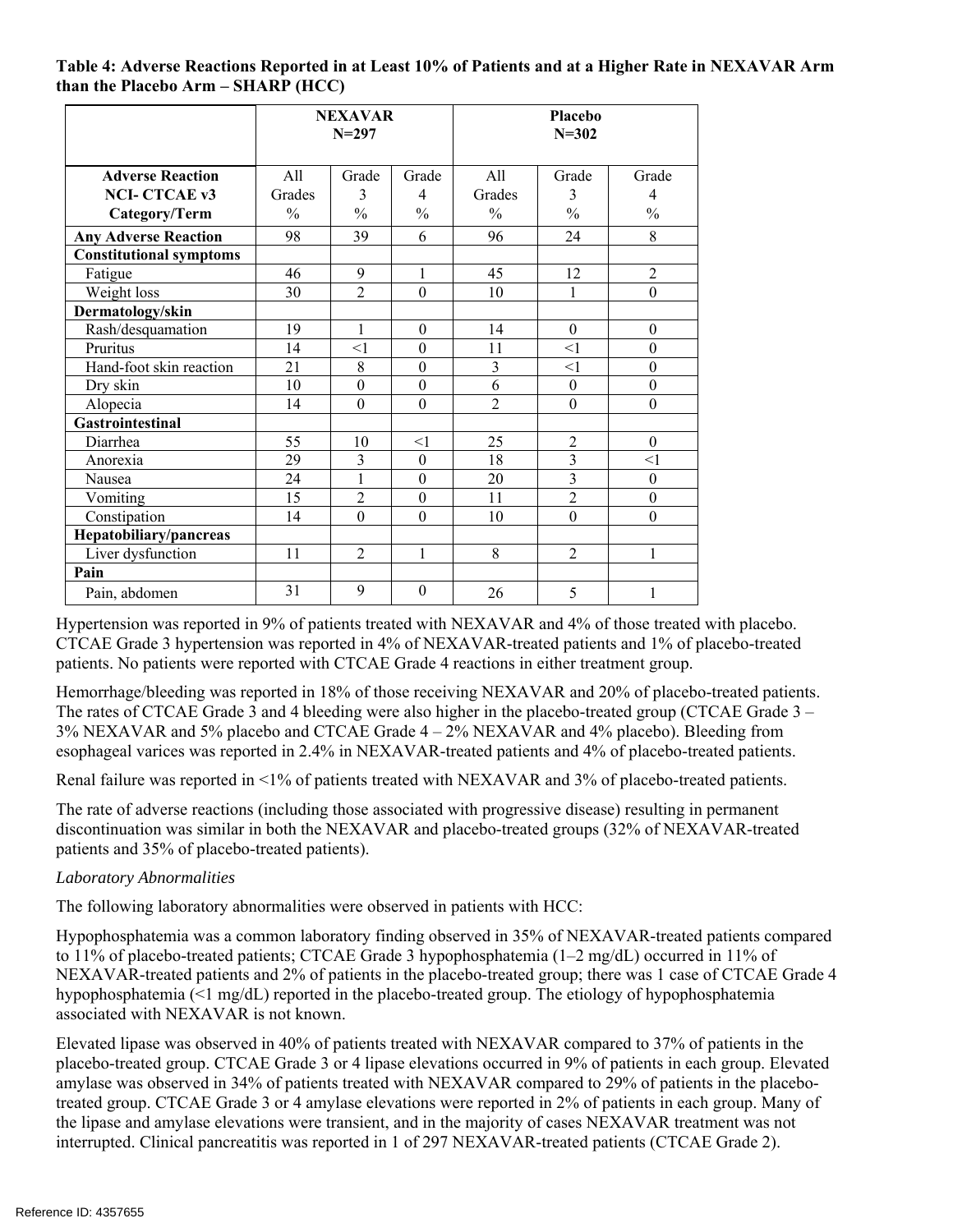**Table 4: Adverse Reactions Reported in at Least 10% of Patients and at a Higher Rate in NEXAVAR Arm than the Placebo Arm – SHARP (HCC)**

| | NEXAVAR N=297 | | | Placebo N=302 | | |
|---|---|---|---|---|---|---|
| **Adverse Reaction NCI- CTCAE v3 Category/Term** | All Grades % | Grade 3 % | Grade 4 % | All Grades % | Grade 3 % | Grade 4 % |
| **Any Adverse Reaction** | 98 | 39 | 6 | 96 | 24 | 8 |
| **Constitutional symptoms** | | | | | | |
| Fatigue | 46 | 9 | 1 | 45 | 12 | 2 |
| Weight loss | 30 | 2 | 0 | 10 | 1 | 0 |
| **Dermatology/skin** | | | | | | |
| Rash/desquamation | 19 | 1 | 0 | 14 | 0 | 0 |
| Pruritus | 14 | <1 | 0 | 11 | <1 | 0 |
| Hand-foot skin reaction | 21 | 8 | 0 | 3 | <1 | 0 |
| Dry skin | 10 | 0 | 0 | 6 | 0 | 0 |
| Alopecia | 14 | 0 | 0 | 2 | 0 | 0 |
| **Gastrointestinal** | | | | | | |
| Diarrhea | 55 | 10 | <1 | 25 | 2 | 0 |
| Anorexia | 29 | 3 | 0 | 18 | 3 | <1 |
| Nausea | 24 | 1 | 0 | 20 | 3 | 0 |
| Vomiting | 15 | 2 | 0 | 11 | 2 | 0 |
| Constipation | 14 | 0 | 0 | 10 | 0 | 0 |
| **Hepatobiliary/pancreas** | | | | | | |
| Liver dysfunction | 11 | 2 | 1 | 8 | 2 | 1 |
| **Pain** | | | | | | |
| Pain, abdomen | 31 | 9 | 0 | 26 | 5 | 1 |

Hypertension was reported in 9% of patients treated with NEXAVAR and 4% of those treated with placebo. CTCAE Grade 3 hypertension was reported in 4% of NEXAVAR-treated patients and 1% of placebo-treated patients. No patients were reported with CTCAE Grade 4 reactions in either treatment group.

Hemorrhage/bleeding was reported in 18% of those receiving NEXAVAR and 20% of placebo-treated patients. The rates of CTCAE Grade 3 and 4 bleeding were also higher in the placebo-treated group (CTCAE Grade 3 – 3% NEXAVAR and 5% placebo and CTCAE Grade 4 – 2% NEXAVAR and 4% placebo). Bleeding from esophageal varices was reported in 2.4% in NEXAVAR-treated patients and 4% of placebo-treated patients.

Renal failure was reported in <1% of patients treated with NEXAVAR and 3% of placebo-treated patients.

The rate of adverse reactions (including those associated with progressive disease) resulting in permanent discontinuation was similar in both the NEXAVAR and placebo-treated groups (32% of NEXAVAR-treated patients and 35% of placebo-treated patients).

*Laboratory Abnormalities*

The following laboratory abnormalities were observed in patients with HCC:

Hypophosphatemia was a common laboratory finding observed in 35% of NEXAVAR-treated patients compared to 11% of placebo-treated patients; CTCAE Grade 3 hypophosphatemia (1–2 mg/dL) occurred in 11% of NEXAVAR-treated patients and 2% of patients in the placebo-treated group; there was 1 case of CTCAE Grade 4 hypophosphatemia (<1 mg/dL) reported in the placebo-treated group. The etiology of hypophosphatemia associated with NEXAVAR is not known.

Elevated lipase was observed in 40% of patients treated with NEXAVAR compared to 37% of patients in the placebo-treated group. CTCAE Grade 3 or 4 lipase elevations occurred in 9% of patients in each group. Elevated amylase was observed in 34% of patients treated with NEXAVAR compared to 29% of patients in the placebo-treated group. CTCAE Grade 3 or 4 amylase elevations were reported in 2% of patients in each group. Many of the lipase and amylase elevations were transient, and in the majority of cases NEXAVAR treatment was not interrupted. Clinical pancreatitis was reported in 1 of 297 NEXAVAR-treated patients (CTCAE Grade 2).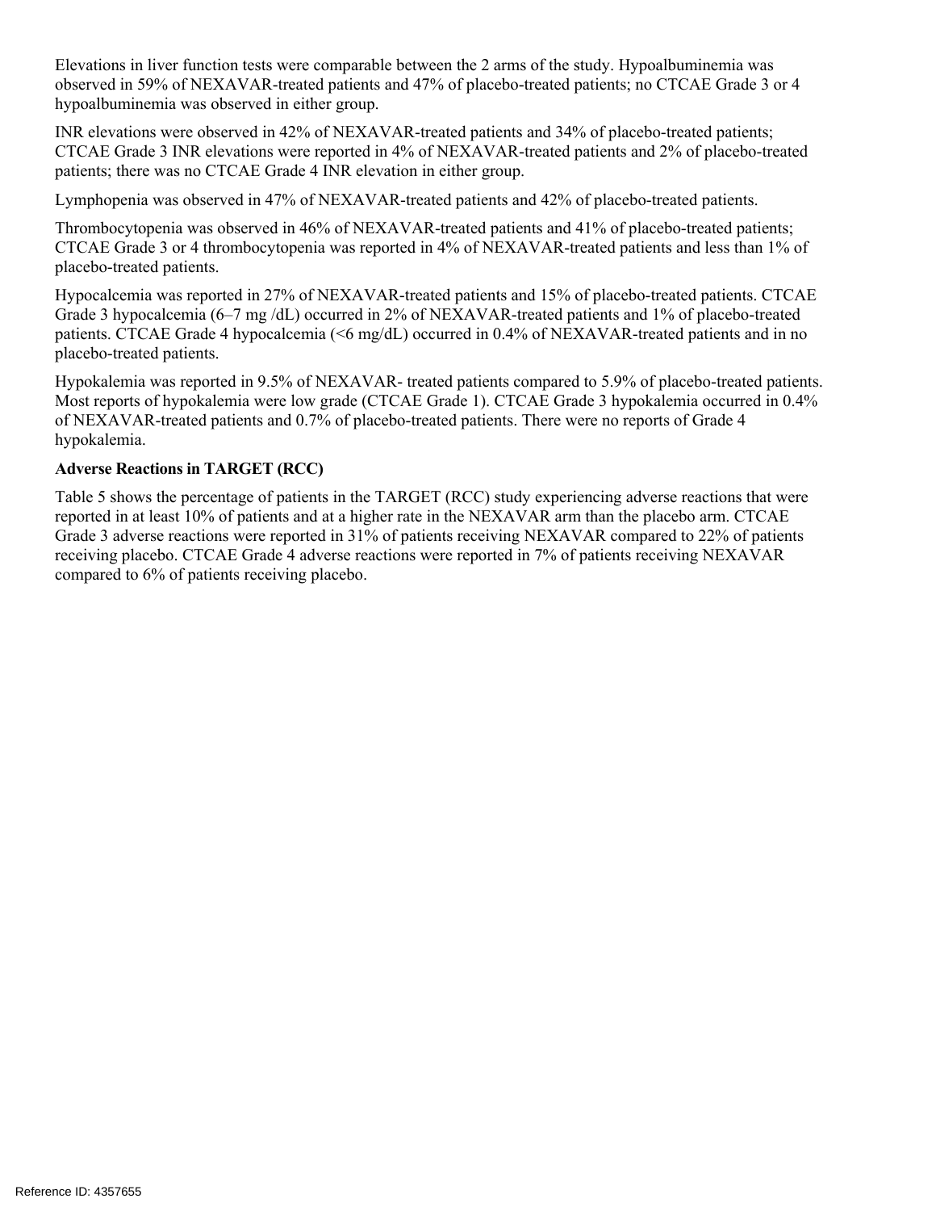Elevations in liver function tests were comparable between the 2 arms of the study. Hypoalbuminemia was observed in 59% of NEXAVAR-treated patients and 47% of placebo-treated patients; no CTCAE Grade 3 or 4 hypoalbuminemia was observed in either group.

INR elevations were observed in 42% of NEXAVAR-treated patients and 34% of placebo-treated patients; CTCAE Grade 3 INR elevations were reported in 4% of NEXAVAR-treated patients and 2% of placebo-treated patients; there was no CTCAE Grade 4 INR elevation in either group.

Lymphopenia was observed in 47% of NEXAVAR-treated patients and 42% of placebo-treated patients.

Thrombocytopenia was observed in 46% of NEXAVAR-treated patients and 41% of placebo-treated patients; CTCAE Grade 3 or 4 thrombocytopenia was reported in 4% of NEXAVAR-treated patients and less than 1% of placebo-treated patients.

Hypocalcemia was reported in 27% of NEXAVAR-treated patients and 15% of placebo-treated patients. CTCAE Grade 3 hypocalcemia (6–7 mg /dL) occurred in 2% of NEXAVAR-treated patients and 1% of placebo-treated patients. CTCAE Grade 4 hypocalcemia (<6 mg/dL) occurred in 0.4% of NEXAVAR-treated patients and in no placebo-treated patients.

Hypokalemia was reported in 9.5% of NEXAVAR- treated patients compared to 5.9% of placebo-treated patients. Most reports of hypokalemia were low grade (CTCAE Grade 1). CTCAE Grade 3 hypokalemia occurred in 0.4% of NEXAVAR-treated patients and 0.7% of placebo-treated patients. There were no reports of Grade 4 hypokalemia.

**Adverse Reactions in TARGET (RCC)**

Table 5 shows the percentage of patients in the TARGET (RCC) study experiencing adverse reactions that were reported in at least 10% of patients and at a higher rate in the NEXAVAR arm than the placebo arm. CTCAE Grade 3 adverse reactions were reported in 31% of patients receiving NEXAVAR compared to 22% of patients receiving placebo. CTCAE Grade 4 adverse reactions were reported in 7% of patients receiving NEXAVAR compared to 6% of patients receiving placebo.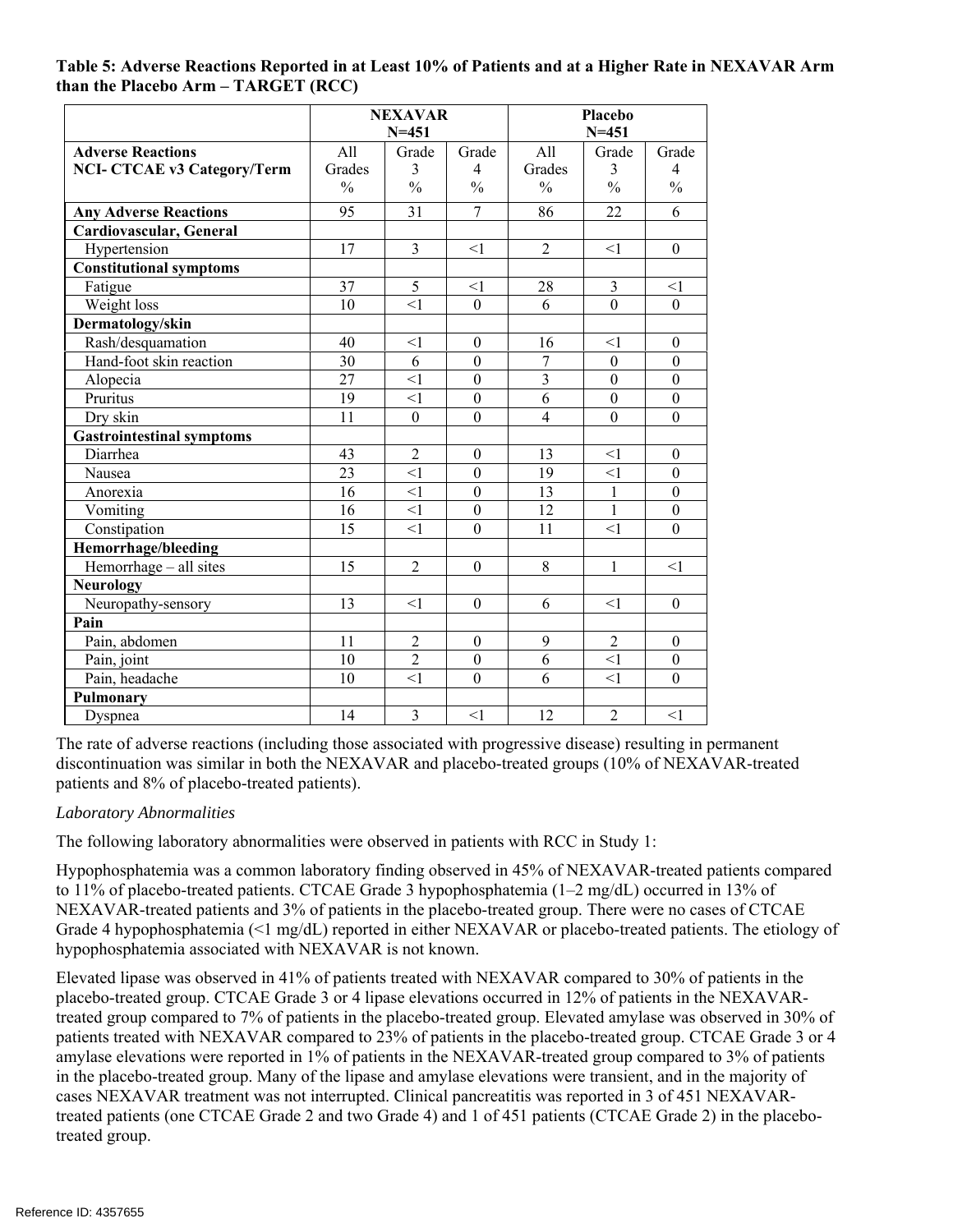**Table 5: Adverse Reactions Reported in at Least 10% of Patients and at a Higher Rate in NEXAVAR Arm than the Placebo Arm – TARGET (RCC)**

| | NEXAVAR N=451 | | | Placebo N=451 | | |
|---|---|---|---|---|---|---|
| **Adverse Reactions NCI- CTCAE v3 Category/Term** | All Grades % | Grade 3 % | Grade 4 % | All Grades % | Grade 3 % | Grade 4 % |
| **Any Adverse Reactions** | 95 | 31 | 7 | 86 | 22 | 6 |
| **Cardiovascular, General** | | | | | | |
| Hypertension | 17 | 3 | <1 | 2 | <1 | 0 |
| **Constitutional symptoms** | | | | | | |
| Fatigue | 37 | 5 | <1 | 28 | 3 | <1 |
| Weight loss | 10 | <1 | 0 | 6 | 0 | 0 |
| **Dermatology/skin** | | | | | | |
| Rash/desquamation | 40 | <1 | 0 | 16 | <1 | 0 |
| Hand-foot skin reaction | 30 | 6 | 0 | 7 | 0 | 0 |
| Alopecia | 27 | <1 | 0 | 3 | 0 | 0 |
| Pruritus | 19 | <1 | 0 | 6 | 0 | 0 |
| Dry skin | 11 | 0 | 0 | 4 | 0 | 0 |
| **Gastrointestinal symptoms** | | | | | | |
| Diarrhea | 43 | 2 | 0 | 13 | <1 | 0 |
| Nausea | 23 | <1 | 0 | 19 | <1 | 0 |
| Anorexia | 16 | <1 | 0 | 13 | 1 | 0 |
| Vomiting | 16 | <1 | 0 | 12 | 1 | 0 |
| Constipation | 15 | <1 | 0 | 11 | <1 | 0 |
| **Hemorrhage/bleeding** | | | | | | |
| Hemorrhage – all sites | 15 | 2 | 0 | 8 | 1 | <1 |
| **Neurology** | | | | | | |
| Neuropathy-sensory | 13 | <1 | 0 | 6 | <1 | 0 |
| **Pain** | | | | | | |
| Pain, abdomen | 11 | 2 | 0 | 9 | 2 | 0 |
| Pain, joint | 10 | 2 | 0 | 6 | <1 | 0 |
| Pain, headache | 10 | <1 | 0 | 6 | <1 | 0 |
| **Pulmonary** | | | | | | |
| Dyspnea | 14 | 3 | <1 | 12 | 2 | <1 |

The rate of adverse reactions (including those associated with progressive disease) resulting in permanent discontinuation was similar in both the NEXAVAR and placebo-treated groups (10% of NEXAVAR-treated patients and 8% of placebo-treated patients).

*Laboratory Abnormalities*

The following laboratory abnormalities were observed in patients with RCC in Study 1:

Hypophosphatemia was a common laboratory finding observed in 45% of NEXAVAR-treated patients compared to 11% of placebo-treated patients. CTCAE Grade 3 hypophosphatemia (1–2 mg/dL) occurred in 13% of NEXAVAR-treated patients and 3% of patients in the placebo-treated group. There were no cases of CTCAE Grade 4 hypophosphatemia (<1 mg/dL) reported in either NEXAVAR or placebo-treated patients. The etiology of hypophosphatemia associated with NEXAVAR is not known.

Elevated lipase was observed in 41% of patients treated with NEXAVAR compared to 30% of patients in the placebo-treated group. CTCAE Grade 3 or 4 lipase elevations occurred in 12% of patients in the NEXAVAR-treated group compared to 7% of patients in the placebo-treated group. Elevated amylase was observed in 30% of patients treated with NEXAVAR compared to 23% of patients in the placebo-treated group. CTCAE Grade 3 or 4 amylase elevations were reported in 1% of patients in the NEXAVAR-treated group compared to 3% of patients in the placebo-treated group. Many of the lipase and amylase elevations were transient, and in the majority of cases NEXAVAR treatment was not interrupted. Clinical pancreatitis was reported in 3 of 451 NEXAVAR-treated patients (one CTCAE Grade 2 and two Grade 4) and 1 of 451 patients (CTCAE Grade 2) in the placebo-treated group.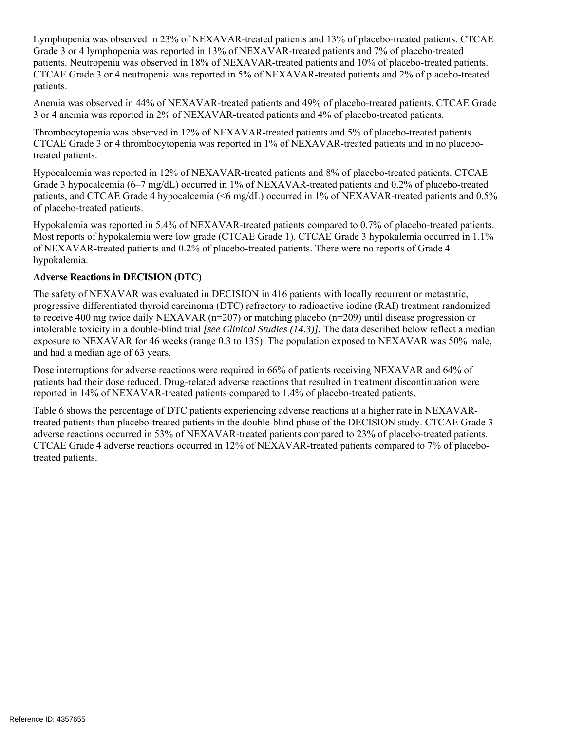Lymphopenia was observed in 23% of NEXAVAR-treated patients and 13% of placebo-treated patients. CTCAE Grade 3 or 4 lymphopenia was reported in 13% of NEXAVAR-treated patients and 7% of placebo-treated patients. Neutropenia was observed in 18% of NEXAVAR-treated patients and 10% of placebo-treated patients. CTCAE Grade 3 or 4 neutropenia was reported in 5% of NEXAVAR-treated patients and 2% of placebo-treated patients.

Anemia was observed in 44% of NEXAVAR-treated patients and 49% of placebo-treated patients. CTCAE Grade 3 or 4 anemia was reported in 2% of NEXAVAR-treated patients and 4% of placebo-treated patients.

Thrombocytopenia was observed in 12% of NEXAVAR-treated patients and 5% of placebo-treated patients. CTCAE Grade 3 or 4 thrombocytopenia was reported in 1% of NEXAVAR-treated patients and in no placebo-treated patients.

Hypocalcemia was reported in 12% of NEXAVAR-treated patients and 8% of placebo-treated patients. CTCAE Grade 3 hypocalcemia (6–7 mg/dL) occurred in 1% of NEXAVAR-treated patients and 0.2% of placebo-treated patients, and CTCAE Grade 4 hypocalcemia (<6 mg/dL) occurred in 1% of NEXAVAR-treated patients and 0.5% of placebo-treated patients.

Hypokalemia was reported in 5.4% of NEXAVAR-treated patients compared to 0.7% of placebo-treated patients. Most reports of hypokalemia were low grade (CTCAE Grade 1). CTCAE Grade 3 hypokalemia occurred in 1.1% of NEXAVAR-treated patients and 0.2% of placebo-treated patients. There were no reports of Grade 4 hypokalemia.

**Adverse Reactions in DECISION (DTC)**

The safety of NEXAVAR was evaluated in DECISION in 416 patients with locally recurrent or metastatic, progressive differentiated thyroid carcinoma (DTC) refractory to radioactive iodine (RAI) treatment randomized to receive 400 mg twice daily NEXAVAR (n=207) or matching placebo (n=209) until disease progression or intolerable toxicity in a double-blind trial *[see Clinical Studies (14.3)]*. The data described below reflect a median exposure to NEXAVAR for 46 weeks (range 0.3 to 135). The population exposed to NEXAVAR was 50% male, and had a median age of 63 years.

Dose interruptions for adverse reactions were required in 66% of patients receiving NEXAVAR and 64% of patients had their dose reduced. Drug-related adverse reactions that resulted in treatment discontinuation were reported in 14% of NEXAVAR-treated patients compared to 1.4% of placebo-treated patients.

Table 6 shows the percentage of DTC patients experiencing adverse reactions at a higher rate in NEXAVAR-treated patients than placebo-treated patients in the double-blind phase of the DECISION study. CTCAE Grade 3 adverse reactions occurred in 53% of NEXAVAR-treated patients compared to 23% of placebo-treated patients. CTCAE Grade 4 adverse reactions occurred in 12% of NEXAVAR-treated patients compared to 7% of placebo-treated patients.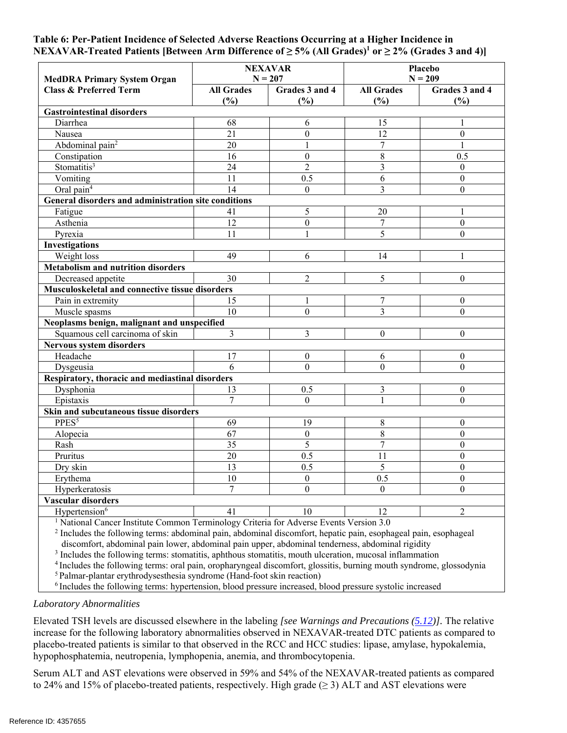**Table 6: Per-Patient Incidence of Selected Adverse Reactions Occurring at a Higher Incidence in NEXAVAR-Treated Patients [Between Arm Difference of ≥ 5% (All Grades)[1] or ≥ 2% (Grades 3 and 4)]**

| MedDRA Primary System Organ Class & Preferred Term | NEXAVAR N = 207 | | Placebo N = 209 | |
|---|---|---|---|---|
| | All Grades (%) | Grades 3 and 4 (%) | All Grades (%) | Grades 3 and 4 (%) |
| **Gastrointestinal disorders** | | | | |
| Diarrhea | 68 | 6 | 15 | 1 |
| Nausea | 21 | 0 | 12 | 0 |
| Abdominal pain[2] | 20 | 1 | 7 | 1 |
| Constipation | 16 | 0 | 8 | 0.5 |
| Stomatitis[3] | 24 | 2 | 3 | 0 |
| Vomiting | 11 | 0.5 | 6 | 0 |
| Oral pain[4] | 14 | 0 | 3 | 0 |
| **General disorders and administration site conditions** | | | | |
| Fatigue | 41 | 5 | 20 | 1 |
| Asthenia | 12 | 0 | 7 | 0 |
| Pyrexia | 11 | 1 | 5 | 0 |
| **Investigations** | | | | |
| Weight loss | 49 | 6 | 14 | 1 |
| **Metabolism and nutrition disorders** | | | | |
| Decreased appetite | 30 | 2 | 5 | 0 |
| **Musculoskeletal and connective tissue disorders** | | | | |
| Pain in extremity | 15 | 1 | 7 | 0 |
| Muscle spasms | 10 | 0 | 3 | 0 |
| **Neoplasms benign, malignant and unspecified** | | | | |
| Squamous cell carcinoma of skin | 3 | 3 | 0 | 0 |
| **Nervous system disorders** | | | | |
| Headache | 17 | 0 | 6 | 0 |
| Dysgeusia | 6 | 0 | 0 | 0 |
| **Respiratory, thoracic and mediastinal disorders** | | | | |
| Dysphonia | 13 | 0.5 | 3 | 0 |
| Epistaxis | 7 | 0 | 1 | 0 |
| **Skin and subcutaneous tissue disorders** | | | | |
| PPES[5] | 69 | 19 | 8 | 0 |
| Alopecia | 67 | 0 | 8 | 0 |
| Rash | 35 | 5 | 7 | 0 |
| Pruritus | 20 | 0.5 | 11 | 0 |
| Dry skin | 13 | 0.5 | 5 | 0 |
| Erythema | 10 | 0 | 0.5 | 0 |
| Hyperkeratosis | 7 | 0 | 0 | 0 |
| **Vascular disorders** | | | | |
| Hypertension[6] | 41 | 10 | 12 | 2 |

[1] National Cancer Institute Common Terminology Criteria for Adverse Events Version 3.0
[2] Includes the following terms: abdominal pain, abdominal discomfort, hepatic pain, esophageal pain, esophageal discomfort, abdominal pain lower, abdominal pain upper, abdominal tenderness, abdominal rigidity
[3] Includes the following terms: stomatitis, aphthous stomatitis, mouth ulceration, mucosal inflammation
[4] Includes the following terms: oral pain, oropharyngeal discomfort, glossitis, burning mouth syndrome, glossodynia
[5] Palmar-plantar erythrodysesthesia syndrome (Hand-foot skin reaction)
[6] Includes the following terms: hypertension, blood pressure increased, blood pressure systolic increased

*Laboratory Abnormalities*

Elevated TSH levels are discussed elsewhere in the labeling *[see Warnings and Precautions (5.12)]*. The relative increase for the following laboratory abnormalities observed in NEXAVAR-treated DTC patients as compared to placebo-treated patients is similar to that observed in the RCC and HCC studies: lipase, amylase, hypokalemia, hypophosphatemia, neutropenia, lymphopenia, anemia, and thrombocytopenia.

Serum ALT and AST elevations were observed in 59% and 54% of the NEXAVAR-treated patients as compared to 24% and 15% of placebo-treated patients, respectively. High grade (≥ 3) ALT and AST elevations were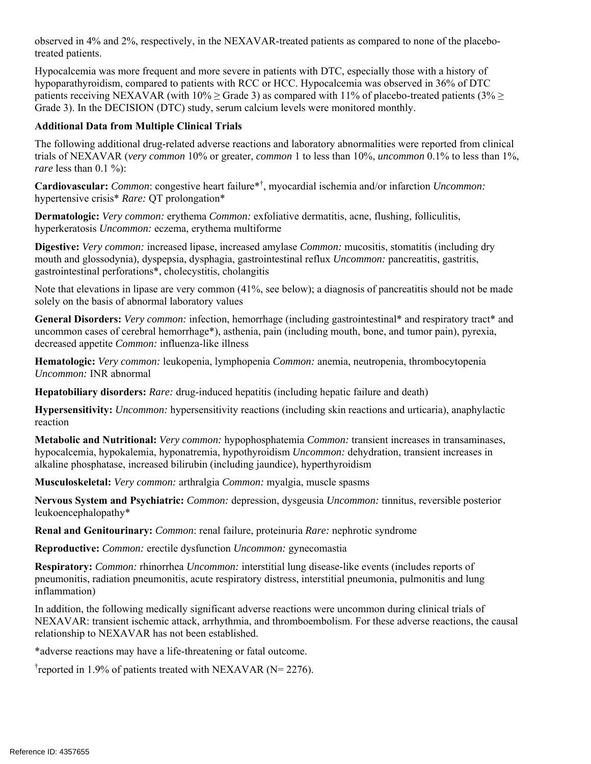observed in 4% and 2%, respectively, in the NEXAVAR-treated patients as compared to none of the placebo-treated patients.

Hypocalcemia was more frequent and more severe in patients with DTC, especially those with a history of hypoparathyroidism, compared to patients with RCC or HCC. Hypocalcemia was observed in 36% of DTC patients receiving NEXAVAR (with 10% ≥ Grade 3) as compared with 11% of placebo-treated patients (3% ≥ Grade 3). In the DECISION (DTC) study, serum calcium levels were monitored monthly.

**Additional Data from Multiple Clinical Trials**

The following additional drug-related adverse reactions and laboratory abnormalities were reported from clinical trials of NEXAVAR (*very common* 10% or greater, *common* 1 to less than 10%, *uncommon* 0.1% to less than 1%, *rare* less than 0.1 %):

**Cardiovascular:** *Common*: congestive heart failure*[†], myocardial ischemia and/or infarction *Uncommon:* hypertensive crisis* *Rare:* QT prolongation*

**Dermatologic:** *Very common:* erythema *Common:* exfoliative dermatitis, acne, flushing, folliculitis, hyperkeratosis *Uncommon:* eczema, erythema multiforme

**Digestive:** *Very common:* increased lipase, increased amylase *Common:* mucositis, stomatitis (including dry mouth and glossodynia), dyspepsia, dysphagia, gastrointestinal reflux *Uncommon:* pancreatitis, gastritis, gastrointestinal perforations*, cholecystitis, cholangitis

Note that elevations in lipase are very common (41%, see below); a diagnosis of pancreatitis should not be made solely on the basis of abnormal laboratory values

**General Disorders:** *Very common:* infection, hemorrhage (including gastrointestinal* and respiratory tract* and uncommon cases of cerebral hemorrhage*), asthenia, pain (including mouth, bone, and tumor pain), pyrexia, decreased appetite *Common:* influenza-like illness

**Hematologic:** *Very common:* leukopenia, lymphopenia *Common:* anemia, neutropenia, thrombocytopenia *Uncommon:* INR abnormal

**Hepatobiliary disorders:** *Rare:* drug-induced hepatitis (including hepatic failure and death)

**Hypersensitivity:** *Uncommon:* hypersensitivity reactions (including skin reactions and urticaria), anaphylactic reaction

**Metabolic and Nutritional:** *Very common:* hypophosphatemia *Common:* transient increases in transaminases, hypocalcemia, hypokalemia, hyponatremia, hypothyroidism *Uncommon:* dehydration, transient increases in alkaline phosphatase, increased bilirubin (including jaundice), hyperthyroidism

**Musculoskeletal:** *Very common:* arthralgia *Common:* myalgia, muscle spasms

**Nervous System and Psychiatric:** *Common:* depression, dysgeusia *Uncommon:* tinnitus, reversible posterior leukoencephalopathy*

**Renal and Genitourinary:** *Common*: renal failure, proteinuria *Rare:* nephrotic syndrome

**Reproductive:** *Common:* erectile dysfunction *Uncommon:* gynecomastia

**Respiratory:** *Common:* rhinorrhea *Uncommon:* interstitial lung disease-like events (includes reports of pneumonitis, radiation pneumonitis, acute respiratory distress, interstitial pneumonia, pulmonitis and lung inflammation)

In addition, the following medically significant adverse reactions were uncommon during clinical trials of NEXAVAR: transient ischemic attack, arrhythmia, and thromboembolism. For these adverse reactions, the causal relationship to NEXAVAR has not been established.

*adverse reactions may have a life-threatening or fatal outcome.

[†]reported in 1.9% of patients treated with NEXAVAR (N= 2276).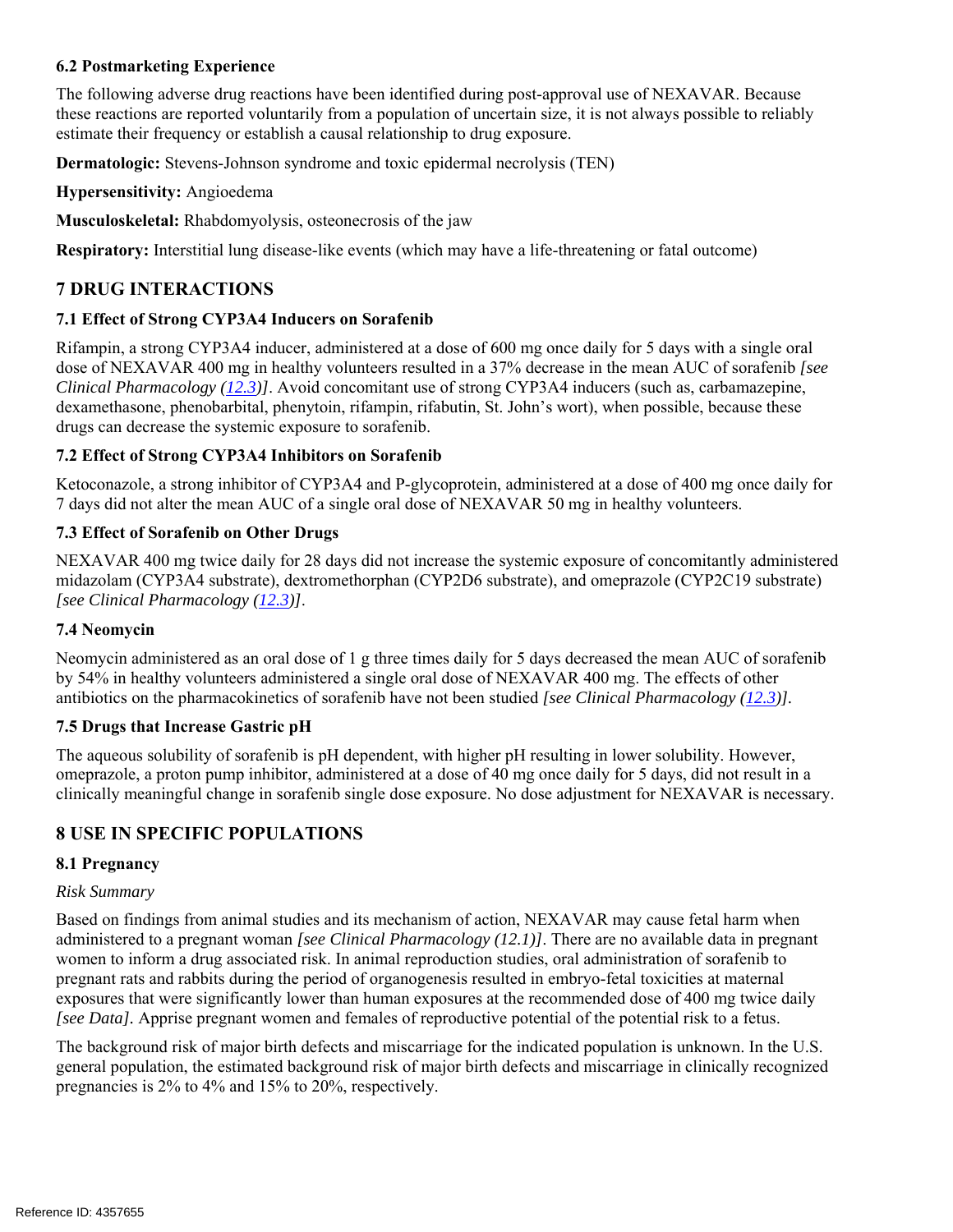### 6.2 Postmarketing Experience

The following adverse drug reactions have been identified during post-approval use of NEXAVAR. Because these reactions are reported voluntarily from a population of uncertain size, it is not always possible to reliably estimate their frequency or establish a causal relationship to drug exposure.

**Dermatologic:** Stevens-Johnson syndrome and toxic epidermal necrolysis (TEN)

**Hypersensitivity:** Angioedema

**Musculoskeletal:** Rhabdomyolysis, osteonecrosis of the jaw

**Respiratory:** Interstitial lung disease-like events (which may have a life-threatening or fatal outcome)

## 7 DRUG INTERACTIONS

### 7.1 Effect of Strong CYP3A4 Inducers on Sorafenib

Rifampin, a strong CYP3A4 inducer, administered at a dose of 600 mg once daily for 5 days with a single oral dose of NEXAVAR 400 mg in healthy volunteers resulted in a 37% decrease in the mean AUC of sorafenib *[see Clinical Pharmacology (12.3)]*. Avoid concomitant use of strong CYP3A4 inducers (such as, carbamazepine, dexamethasone, phenobarbital, phenytoin, rifampin, rifabutin, St. John's wort), when possible, because these drugs can decrease the systemic exposure to sorafenib.

### 7.2 Effect of Strong CYP3A4 Inhibitors on Sorafenib

Ketoconazole, a strong inhibitor of CYP3A4 and P-glycoprotein, administered at a dose of 400 mg once daily for 7 days did not alter the mean AUC of a single oral dose of NEXAVAR 50 mg in healthy volunteers.

### 7.3 Effect of Sorafenib on Other Drugs

NEXAVAR 400 mg twice daily for 28 days did not increase the systemic exposure of concomitantly administered midazolam (CYP3A4 substrate), dextromethorphan (CYP2D6 substrate), and omeprazole (CYP2C19 substrate) *[see Clinical Pharmacology (12.3)]*.

### 7.4 Neomycin

Neomycin administered as an oral dose of 1 g three times daily for 5 days decreased the mean AUC of sorafenib by 54% in healthy volunteers administered a single oral dose of NEXAVAR 400 mg. The effects of other antibiotics on the pharmacokinetics of sorafenib have not been studied *[see Clinical Pharmacology (12.3)]*.

### 7.5 Drugs that Increase Gastric pH

The aqueous solubility of sorafenib is pH dependent, with higher pH resulting in lower solubility. However, omeprazole, a proton pump inhibitor, administered at a dose of 40 mg once daily for 5 days, did not result in a clinically meaningful change in sorafenib single dose exposure. No dose adjustment for NEXAVAR is necessary.

## 8 USE IN SPECIFIC POPULATIONS

### 8.1 Pregnancy

*Risk Summary*

Based on findings from animal studies and its mechanism of action, NEXAVAR may cause fetal harm when administered to a pregnant woman *[see Clinical Pharmacology (12.1)]*. There are no available data in pregnant women to inform a drug associated risk. In animal reproduction studies, oral administration of sorafenib to pregnant rats and rabbits during the period of organogenesis resulted in embryo-fetal toxicities at maternal exposures that were significantly lower than human exposures at the recommended dose of 400 mg twice daily *[see Data]*. Apprise pregnant women and females of reproductive potential of the potential risk to a fetus.

The background risk of major birth defects and miscarriage for the indicated population is unknown. In the U.S. general population, the estimated background risk of major birth defects and miscarriage in clinically recognized pregnancies is 2% to 4% and 15% to 20%, respectively.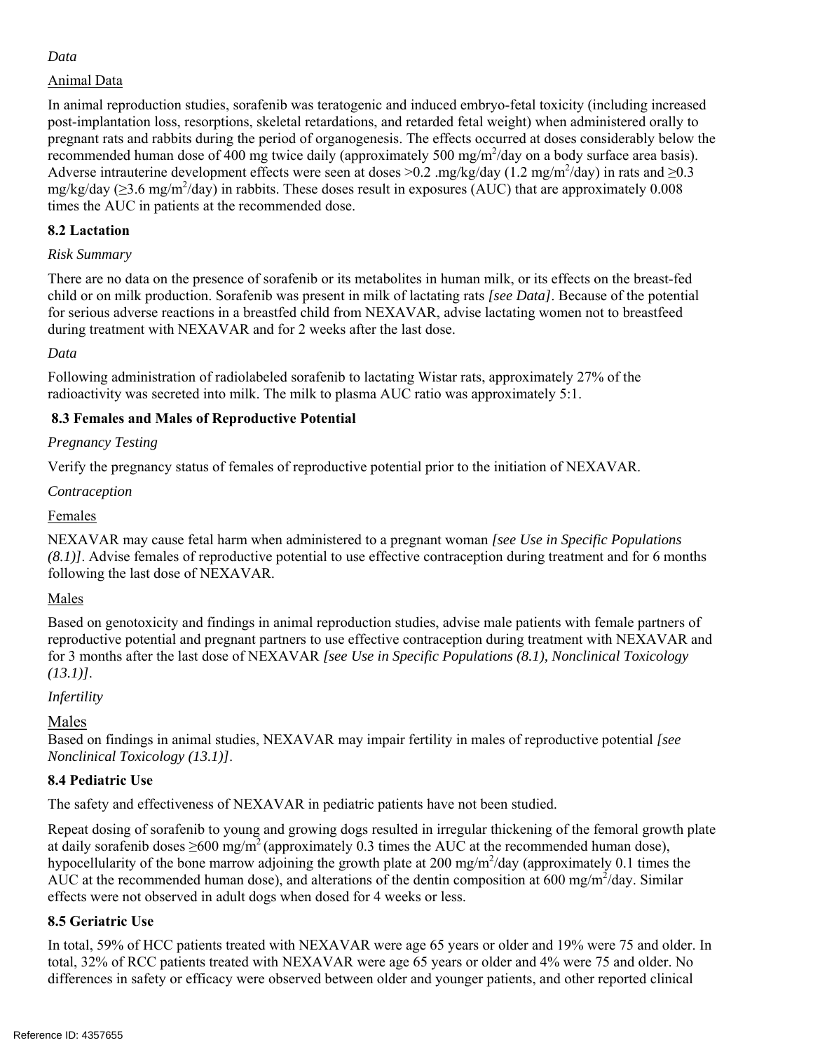*Data*

Animal Data

In animal reproduction studies, sorafenib was teratogenic and induced embryo-fetal toxicity (including increased post-implantation loss, resorptions, skeletal retardations, and retarded fetal weight) when administered orally to pregnant rats and rabbits during the period of organogenesis. The effects occurred at doses considerably below the recommended human dose of 400 mg twice daily (approximately 500 $mg/m^2$/day on a body surface area basis). Adverse intrauterine development effects were seen at doses >0.2 .mg/kg/day (1.2 $mg/m^2$/day) in rats and ≥0.3 mg/kg/day (≥3.6 $mg/m^2$/day) in rabbits. These doses result in exposures (AUC) that are approximately 0.008 times the AUC in patients at the recommended dose.

### 8.2 Lactation

*Risk Summary*

There are no data on the presence of sorafenib or its metabolites in human milk, or its effects on the breast-fed child or on milk production. Sorafenib was present in milk of lactating rats *[see Data]*. Because of the potential for serious adverse reactions in a breastfed child from NEXAVAR, advise lactating women not to breastfeed during treatment with NEXAVAR and for 2 weeks after the last dose.

*Data*

Following administration of radiolabeled sorafenib to lactating Wistar rats, approximately 27% of the radioactivity was secreted into milk. The milk to plasma AUC ratio was approximately 5:1.

### 8.3 Females and Males of Reproductive Potential

*Pregnancy Testing*

Verify the pregnancy status of females of reproductive potential prior to the initiation of NEXAVAR.

*Contraception*

Females

NEXAVAR may cause fetal harm when administered to a pregnant woman *[see Use in Specific Populations (8.1)]*. Advise females of reproductive potential to use effective contraception during treatment and for 6 months following the last dose of NEXAVAR.

Males

Based on genotoxicity and findings in animal reproduction studies, advise male patients with female partners of reproductive potential and pregnant partners to use effective contraception during treatment with NEXAVAR and for 3 months after the last dose of NEXAVAR *[see Use in Specific Populations (8.1), Nonclinical Toxicology (13.1)]*.

*Infertility*

Males

Based on findings in animal studies, NEXAVAR may impair fertility in males of reproductive potential *[see Nonclinical Toxicology (13.1)]*.

### 8.4 Pediatric Use

The safety and effectiveness of NEXAVAR in pediatric patients have not been studied.

Repeat dosing of sorafenib to young and growing dogs resulted in irregular thickening of the femoral growth plate at daily sorafenib doses ≥600 $mg/m^2$ (approximately 0.3 times the AUC at the recommended human dose), hypocellularity of the bone marrow adjoining the growth plate at 200 $mg/m^2$/day (approximately 0.1 times the AUC at the recommended human dose), and alterations of the dentin composition at 600 $mg/m^2$/day. Similar effects were not observed in adult dogs when dosed for 4 weeks or less.

### 8.5 Geriatric Use

In total, 59% of HCC patients treated with NEXAVAR were age 65 years or older and 19% were 75 and older. In total, 32% of RCC patients treated with NEXAVAR were age 65 years or older and 4% were 75 and older. No differences in safety or efficacy were observed between older and younger patients, and other reported clinical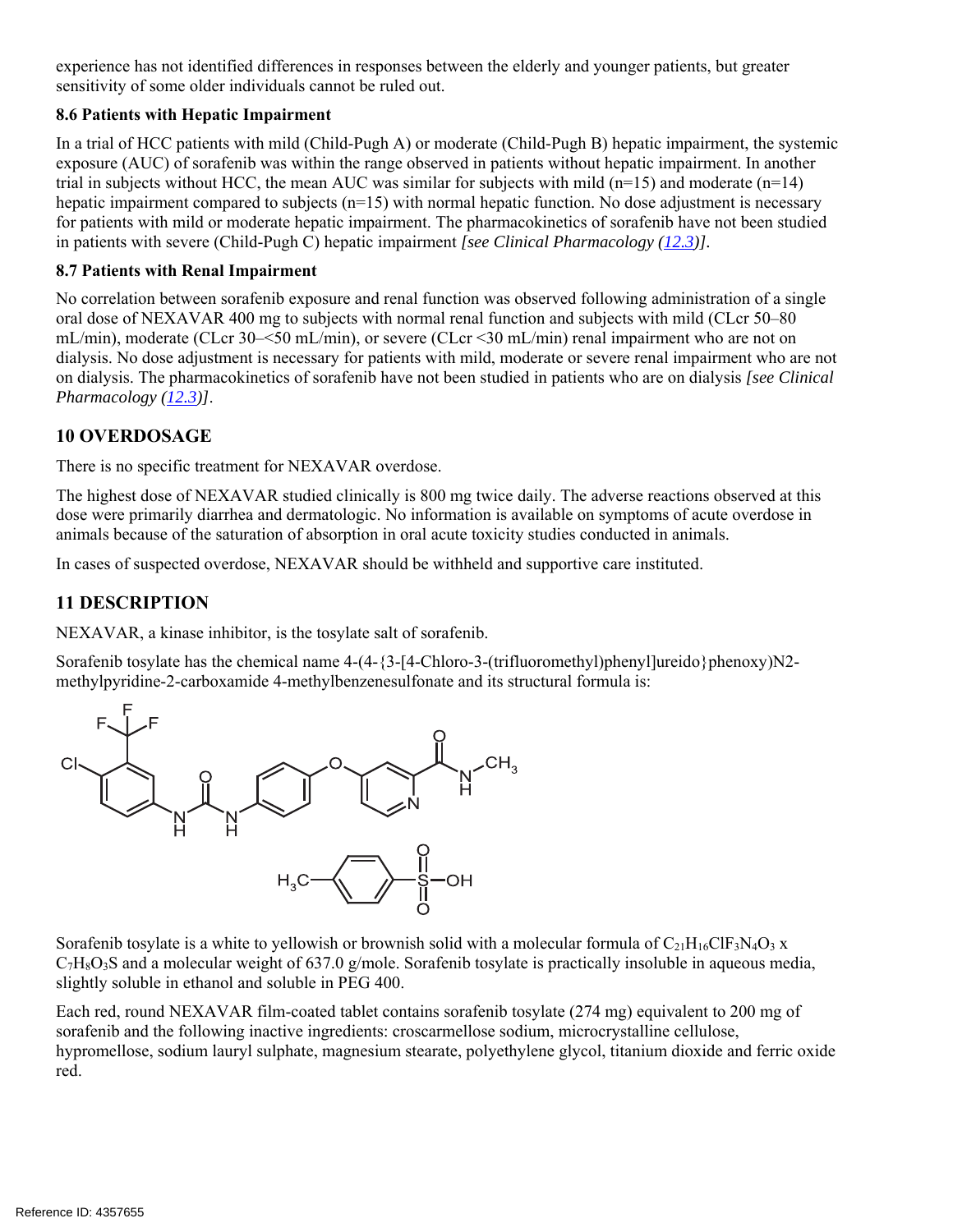experience has not identified differences in responses between the elderly and younger patients, but greater sensitivity of some older individuals cannot be ruled out.

### 8.6 Patients with Hepatic Impairment

In a trial of HCC patients with mild (Child-Pugh A) or moderate (Child-Pugh B) hepatic impairment, the systemic exposure (AUC) of sorafenib was within the range observed in patients without hepatic impairment. In another trial in subjects without HCC, the mean AUC was similar for subjects with mild (n=15) and moderate (n=14) hepatic impairment compared to subjects (n=15) with normal hepatic function. No dose adjustment is necessary for patients with mild or moderate hepatic impairment. The pharmacokinetics of sorafenib have not been studied in patients with severe (Child-Pugh C) hepatic impairment *[see Clinical Pharmacology (12.3)]*.

### 8.7 Patients with Renal Impairment

No correlation between sorafenib exposure and renal function was observed following administration of a single oral dose of NEXAVAR 400 mg to subjects with normal renal function and subjects with mild (CLcr 50–80 mL/min), moderate (CLcr 30–<50 mL/min), or severe (CLcr <30 mL/min) renal impairment who are not on dialysis. No dose adjustment is necessary for patients with mild, moderate or severe renal impairment who are not on dialysis. The pharmacokinetics of sorafenib have not been studied in patients who are on dialysis *[see Clinical Pharmacology (12.3)]*.

## 10 OVERDOSAGE

There is no specific treatment for NEXAVAR overdose.

The highest dose of NEXAVAR studied clinically is 800 mg twice daily. The adverse reactions observed at this dose were primarily diarrhea and dermatologic. No information is available on symptoms of acute overdose in animals because of the saturation of absorption in oral acute toxicity studies conducted in animals.

In cases of suspected overdose, NEXAVAR should be withheld and supportive care instituted.

## 11 DESCRIPTION

NEXAVAR, a kinase inhibitor, is the tosylate salt of sorafenib.

Sorafenib tosylate has the chemical name 4-(4-{3-[4-Chloro-3-(trifluoromethyl)phenyl]ureido}phenoxy)N2-methylpyridine-2-carboxamide 4-methylbenzenesulfonate and its structural formula is:

Sorafenib tosylate is a white to yellowish or brownish solid with a molecular formula of $C_{21}H_{16}ClF_3N_4O_3$ x $C_7H_8O_3S$ and a molecular weight of 637.0 g/mole. Sorafenib tosylate is practically insoluble in aqueous media, slightly soluble in ethanol and soluble in PEG 400.

Each red, round NEXAVAR film-coated tablet contains sorafenib tosylate (274 mg) equivalent to 200 mg of sorafenib and the following inactive ingredients: croscarmellose sodium, microcrystalline cellulose, hypromellose, sodium lauryl sulphate, magnesium stearate, polyethylene glycol, titanium dioxide and ferric oxide red.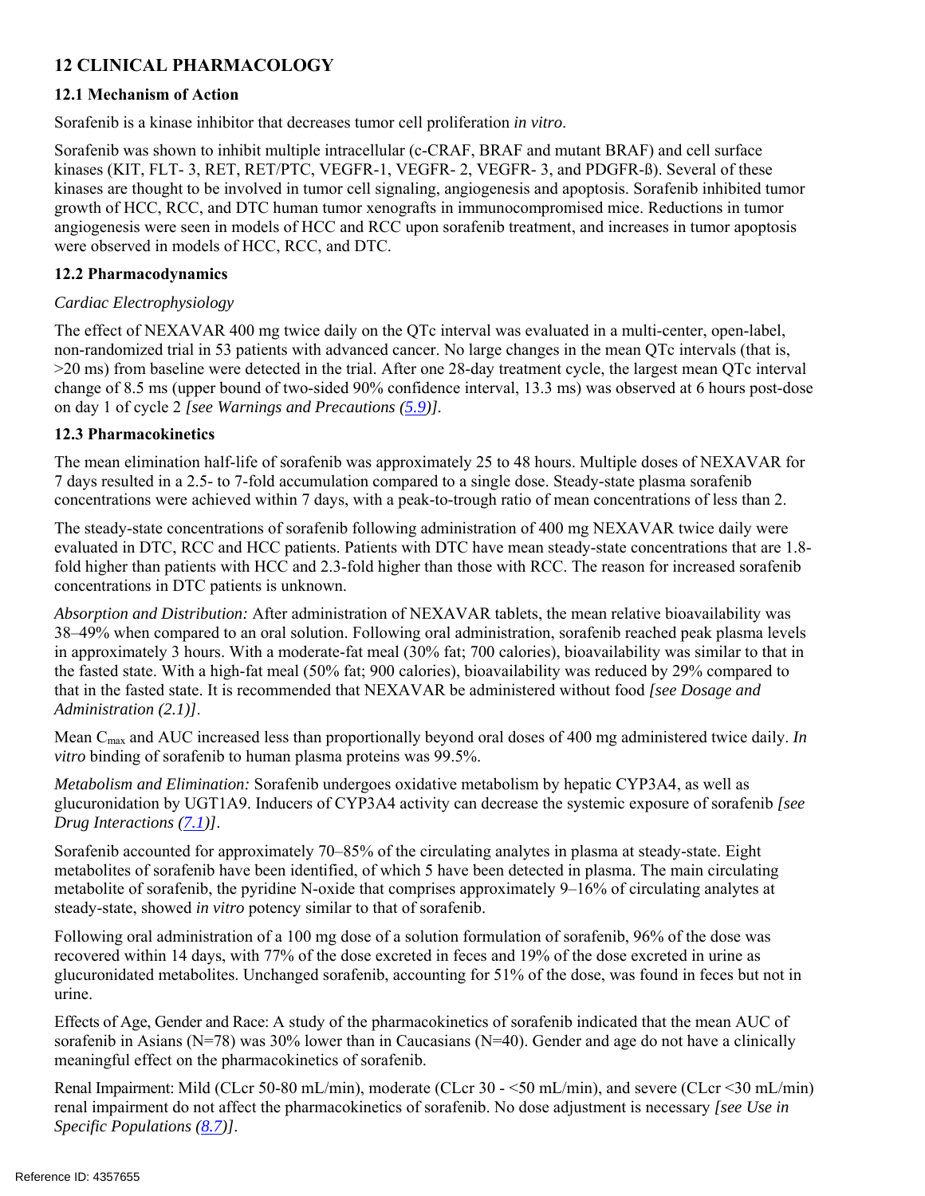## 12 CLINICAL PHARMACOLOGY

### 12.1 Mechanism of Action

Sorafenib is a kinase inhibitor that decreases tumor cell proliferation *in vitro*.

Sorafenib was shown to inhibit multiple intracellular (c-CRAF, BRAF and mutant BRAF) and cell surface kinases (KIT, FLT- 3, RET, RET/PTC, VEGFR-1, VEGFR- 2, VEGFR- 3, and PDGFR-ß). Several of these kinases are thought to be involved in tumor cell signaling, angiogenesis and apoptosis. Sorafenib inhibited tumor growth of HCC, RCC, and DTC human tumor xenografts in immunocompromised mice. Reductions in tumor angiogenesis were seen in models of HCC and RCC upon sorafenib treatment, and increases in tumor apoptosis were observed in models of HCC, RCC, and DTC.

### 12.2 Pharmacodynamics

*Cardiac Electrophysiology*

The effect of NEXAVAR 400 mg twice daily on the QTc interval was evaluated in a multi-center, open-label, non-randomized trial in 53 patients with advanced cancer. No large changes in the mean QTc intervals (that is, >20 ms) from baseline were detected in the trial. After one 28-day treatment cycle, the largest mean QTc interval change of 8.5 ms (upper bound of two-sided 90% confidence interval, 13.3 ms) was observed at 6 hours post-dose on day 1 of cycle 2 *[see Warnings and Precautions (5.9)]*.

### 12.3 Pharmacokinetics

The mean elimination half-life of sorafenib was approximately 25 to 48 hours. Multiple doses of NEXAVAR for 7 days resulted in a 2.5- to 7-fold accumulation compared to a single dose. Steady-state plasma sorafenib concentrations were achieved within 7 days, with a peak-to-trough ratio of mean concentrations of less than 2.

The steady-state concentrations of sorafenib following administration of 400 mg NEXAVAR twice daily were evaluated in DTC, RCC and HCC patients. Patients with DTC have mean steady-state concentrations that are 1.8-fold higher than patients with HCC and 2.3-fold higher than those with RCC. The reason for increased sorafenib concentrations in DTC patients is unknown.

*Absorption and Distribution:* After administration of NEXAVAR tablets, the mean relative bioavailability was 38–49% when compared to an oral solution. Following oral administration, sorafenib reached peak plasma levels in approximately 3 hours. With a moderate-fat meal (30% fat; 700 calories), bioavailability was similar to that in the fasted state. With a high-fat meal (50% fat; 900 calories), bioavailability was reduced by 29% compared to that in the fasted state. It is recommended that NEXAVAR be administered without food *[see Dosage and Administration (2.1)]*.

Mean $C_{max}$ and AUC increased less than proportionally beyond oral doses of 400 mg administered twice daily. *In vitro* binding of sorafenib to human plasma proteins was 99.5%.

*Metabolism and Elimination:* Sorafenib undergoes oxidative metabolism by hepatic CYP3A4, as well as glucuronidation by UGT1A9. Inducers of CYP3A4 activity can decrease the systemic exposure of sorafenib *[see Drug Interactions (7.1)]*.

Sorafenib accounted for approximately 70–85% of the circulating analytes in plasma at steady-state. Eight metabolites of sorafenib have been identified, of which 5 have been detected in plasma. The main circulating metabolite of sorafenib, the pyridine N-oxide that comprises approximately 9–16% of circulating analytes at steady-state, showed *in vitro* potency similar to that of sorafenib.

Following oral administration of a 100 mg dose of a solution formulation of sorafenib, 96% of the dose was recovered within 14 days, with 77% of the dose excreted in feces and 19% of the dose excreted in urine as glucuronidated metabolites. Unchanged sorafenib, accounting for 51% of the dose, was found in feces but not in urine.

Effects of Age, Gender and Race: A study of the pharmacokinetics of sorafenib indicated that the mean AUC of sorafenib in Asians (N=78) was 30% lower than in Caucasians (N=40). Gender and age do not have a clinically meaningful effect on the pharmacokinetics of sorafenib.

Renal Impairment: Mild (CLcr 50-80 mL/min), moderate (CLcr 30 - <50 mL/min), and severe (CLcr <30 mL/min) renal impairment do not affect the pharmacokinetics of sorafenib. No dose adjustment is necessary *[see Use in Specific Populations (8.7)]*.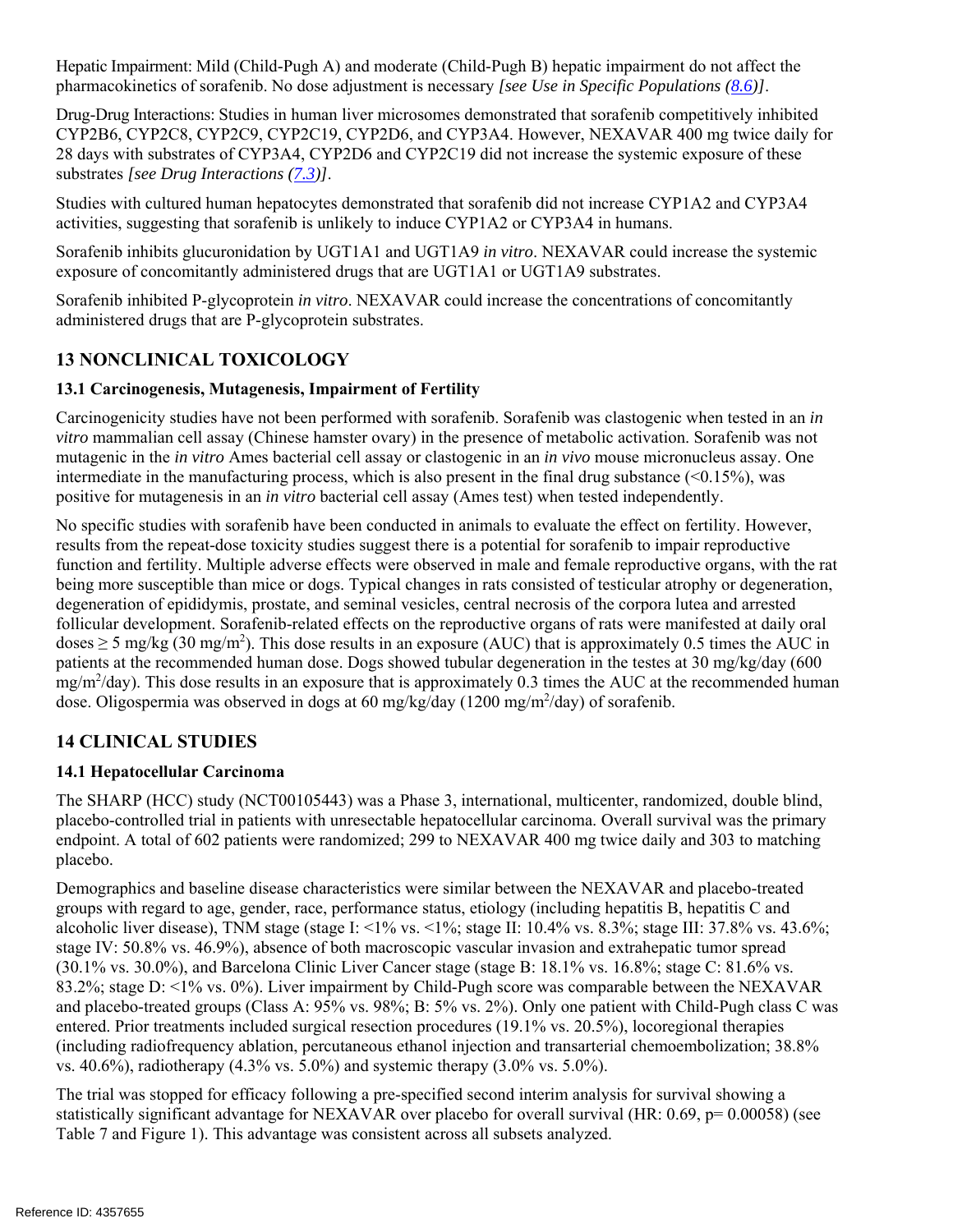Hepatic Impairment: Mild (Child-Pugh A) and moderate (Child-Pugh B) hepatic impairment do not affect the pharmacokinetics of sorafenib. No dose adjustment is necessary *[see Use in Specific Populations (8.6)]*.

Drug-Drug Interactions: Studies in human liver microsomes demonstrated that sorafenib competitively inhibited CYP2B6, CYP2C8, CYP2C9, CYP2C19, CYP2D6, and CYP3A4. However, NEXAVAR 400 mg twice daily for 28 days with substrates of CYP3A4, CYP2D6 and CYP2C19 did not increase the systemic exposure of these substrates *[see Drug Interactions (7.3)]*.

Studies with cultured human hepatocytes demonstrated that sorafenib did not increase CYP1A2 and CYP3A4 activities, suggesting that sorafenib is unlikely to induce CYP1A2 or CYP3A4 in humans.

Sorafenib inhibits glucuronidation by UGT1A1 and UGT1A9 *in vitro*. NEXAVAR could increase the systemic exposure of concomitantly administered drugs that are UGT1A1 or UGT1A9 substrates.

Sorafenib inhibited P-glycoprotein *in vitro*. NEXAVAR could increase the concentrations of concomitantly administered drugs that are P-glycoprotein substrates.

## 13 NONCLINICAL TOXICOLOGY

### 13.1 Carcinogenesis, Mutagenesis, Impairment of Fertility

Carcinogenicity studies have not been performed with sorafenib. Sorafenib was clastogenic when tested in an *in vitro* mammalian cell assay (Chinese hamster ovary) in the presence of metabolic activation. Sorafenib was not mutagenic in the *in vitro* Ames bacterial cell assay or clastogenic in an *in vivo* mouse micronucleus assay. One intermediate in the manufacturing process, which is also present in the final drug substance (<0.15%), was positive for mutagenesis in an *in vitro* bacterial cell assay (Ames test) when tested independently.

No specific studies with sorafenib have been conducted in animals to evaluate the effect on fertility. However, results from the repeat-dose toxicity studies suggest there is a potential for sorafenib to impair reproductive function and fertility. Multiple adverse effects were observed in male and female reproductive organs, with the rat being more susceptible than mice or dogs. Typical changes in rats consisted of testicular atrophy or degeneration, degeneration of epididymis, prostate, and seminal vesicles, central necrosis of the corpora lutea and arrested follicular development. Sorafenib-related effects on the reproductive organs of rats were manifested at daily oral doses ≥ 5 mg/kg (30 mg/m$^2$). This dose results in an exposure (AUC) that is approximately 0.5 times the AUC in patients at the recommended human dose. Dogs showed tubular degeneration in the testes at 30 mg/kg/day (600 mg/m$^2$/day). This dose results in an exposure that is approximately 0.3 times the AUC at the recommended human dose. Oligospermia was observed in dogs at 60 mg/kg/day (1200 mg/m$^2$/day) of sorafenib.

## 14 CLINICAL STUDIES

### 14.1 Hepatocellular Carcinoma

The SHARP (HCC) study (NCT00105443) was a Phase 3, international, multicenter, randomized, double blind, placebo-controlled trial in patients with unresectable hepatocellular carcinoma. Overall survival was the primary endpoint. A total of 602 patients were randomized; 299 to NEXAVAR 400 mg twice daily and 303 to matching placebo.

Demographics and baseline disease characteristics were similar between the NEXAVAR and placebo-treated groups with regard to age, gender, race, performance status, etiology (including hepatitis B, hepatitis C and alcoholic liver disease), TNM stage (stage I: <1% vs. <1%; stage II: 10.4% vs. 8.3%; stage III: 37.8% vs. 43.6%; stage IV: 50.8% vs. 46.9%), absence of both macroscopic vascular invasion and extrahepatic tumor spread (30.1% vs. 30.0%), and Barcelona Clinic Liver Cancer stage (stage B: 18.1% vs. 16.8%; stage C: 81.6% vs. 83.2%; stage D: <1% vs. 0%). Liver impairment by Child-Pugh score was comparable between the NEXAVAR and placebo-treated groups (Class A: 95% vs. 98%; B: 5% vs. 2%). Only one patient with Child-Pugh class C was entered. Prior treatments included surgical resection procedures (19.1% vs. 20.5%), locoregional therapies (including radiofrequency ablation, percutaneous ethanol injection and transarterial chemoembolization; 38.8% vs. 40.6%), radiotherapy (4.3% vs. 5.0%) and systemic therapy (3.0% vs. 5.0%).

The trial was stopped for efficacy following a pre-specified second interim analysis for survival showing a statistically significant advantage for NEXAVAR over placebo for overall survival (HR: 0.69, p= 0.00058) (see Table 7 and Figure 1). This advantage was consistent across all subsets analyzed.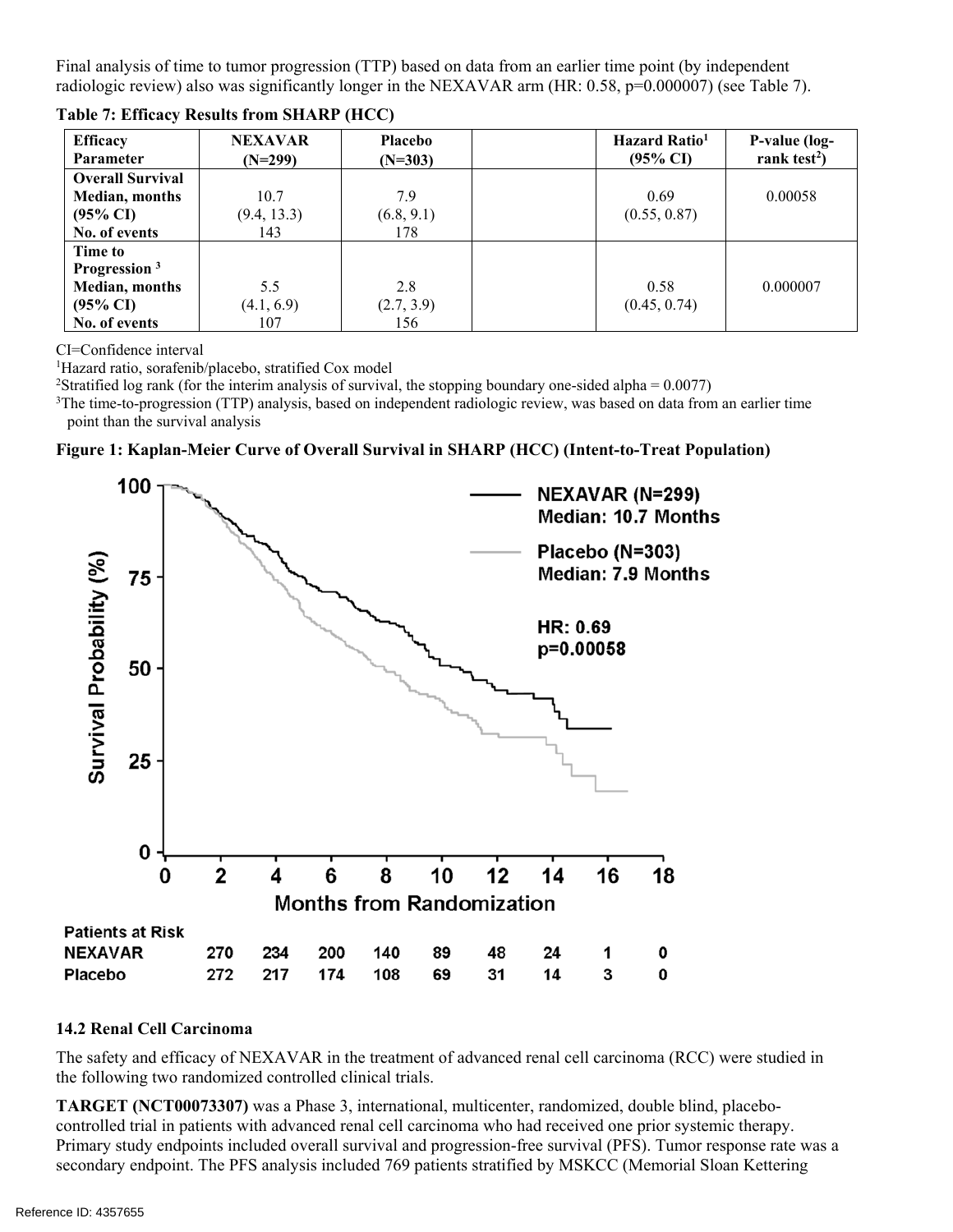Final analysis of time to tumor progression (TTP) based on data from an earlier time point (by independent radiologic review) also was significantly longer in the NEXAVAR arm (HR: 0.58, p=0.000007) (see Table 7).

**Table 7: Efficacy Results from SHARP (HCC)**

| Efficacy Parameter | NEXAVAR (N=299) | Placebo (N=303) | | Hazard Ratio[1] (95% CI) | P-value (log-rank test[2]) |
|---|---|---|---|---|---|
| **Overall Survival** | | | | | |
| **Median, months** | 10.7 | 7.9 | | 0.69 | 0.00058 |
| **(95% CI)** | (9.4, 13.3) | (6.8, 9.1) | | (0.55, 0.87) | |
| **No. of events** | 143 | 178 | | | |
| **Time to Progression [3]** | | | | | |
| **Median, months** | 5.5 | 2.8 | | 0.58 | 0.000007 |
| **(95% CI)** | (4.1, 6.9) | (2.7, 3.9) | | (0.45, 0.74) | |
| **No. of events** | 107 | 156 | | | |

CI=Confidence interval

[1]Hazard ratio, sorafenib/placebo, stratified Cox model

[2]Stratified log rank (for the interim analysis of survival, the stopping boundary one-sided alpha = 0.0077)

[3]The time-to-progression (TTP) analysis, based on independent radiologic review, was based on data from an earlier time point than the survival analysis

**Figure 1: Kaplan-Meier Curve of Overall Survival in SHARP (HCC) (Intent-to-Treat Population)**

### 14.2 Renal Cell Carcinoma

The safety and efficacy of NEXAVAR in the treatment of advanced renal cell carcinoma (RCC) were studied in the following two randomized controlled clinical trials.

**TARGET (NCT00073307)** was a Phase 3, international, multicenter, randomized, double blind, placebo-controlled trial in patients with advanced renal cell carcinoma who had received one prior systemic therapy. Primary study endpoints included overall survival and progression-free survival (PFS). Tumor response rate was a secondary endpoint. The PFS analysis included 769 patients stratified by MSKCC (Memorial Sloan Kettering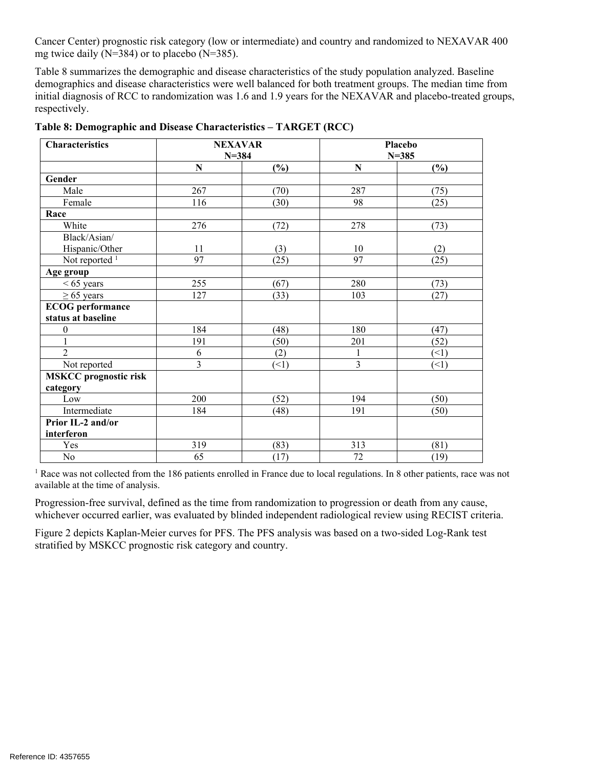Cancer Center) prognostic risk category (low or intermediate) and country and randomized to NEXAVAR 400 mg twice daily (N=384) or to placebo (N=385).

Table 8 summarizes the demographic and disease characteristics of the study population analyzed. Baseline demographics and disease characteristics were well balanced for both treatment groups. The median time from initial diagnosis of RCC to randomization was 1.6 and 1.9 years for the NEXAVAR and placebo-treated groups, respectively.

**Table 8: Demographic and Disease Characteristics – TARGET (RCC)**

| Characteristics | NEXAVAR N=384 | | Placebo N=385 | |
|---|---|---|---|---|
| | N | (%) | N | (%) |
| **Gender** | | | | |
| Male | 267 | (70) | 287 | (75) |
| Female | 116 | (30) | 98 | (25) |
| **Race** | | | | |
| White | 276 | (72) | 278 | (73) |
| Black/Asian/ Hispanic/Other | 11 | (3) | 10 | (2) |
| Not reported [1] | 97 | (25) | 97 | (25) |
| **Age group** | | | | |
| < 65 years | 255 | (67) | 280 | (73) |
| ≥ 65 years | 127 | (33) | 103 | (27) |
| **ECOG performance status at baseline** | | | | |
| 0 | 184 | (48) | 180 | (47) |
| 1 | 191 | (50) | 201 | (52) |
| 2 | 6 | (2) | 1 | (<1) |
| Not reported | 3 | (<1) | 3 | (<1) |
| **MSKCC prognostic risk category** | | | | |
| Low | 200 | (52) | 194 | (50) |
| Intermediate | 184 | (48) | 191 | (50) |
| **Prior IL-2 and/or interferon** | | | | |
| Yes | 319 | (83) | 313 | (81) |
| No | 65 | (17) | 72 | (19) |

[1] Race was not collected from the 186 patients enrolled in France due to local regulations. In 8 other patients, race was not available at the time of analysis.

Progression-free survival, defined as the time from randomization to progression or death from any cause, whichever occurred earlier, was evaluated by blinded independent radiological review using RECIST criteria.

Figure 2 depicts Kaplan-Meier curves for PFS. The PFS analysis was based on a two-sided Log-Rank test stratified by MSKCC prognostic risk category and country.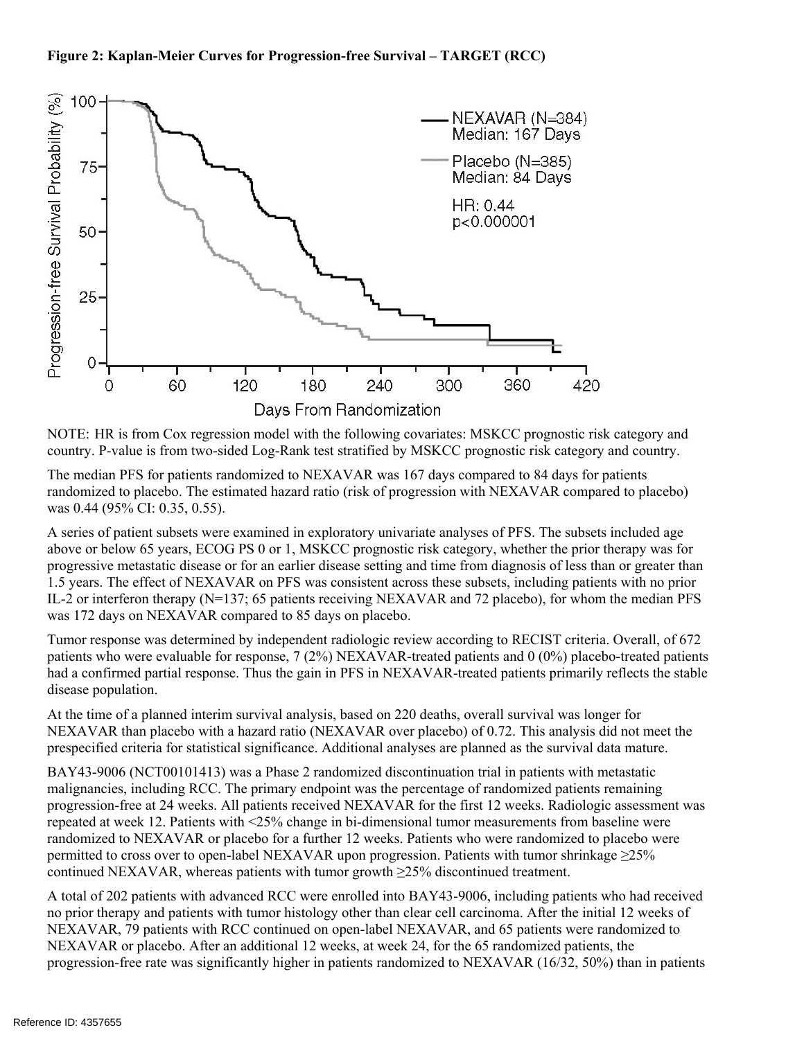**Figure 2: Kaplan-Meier Curves for Progression-free Survival – TARGET (RCC)**

NOTE: HR is from Cox regression model with the following covariates: MSKCC prognostic risk category and country. P-value is from two-sided Log-Rank test stratified by MSKCC prognostic risk category and country.

The median PFS for patients randomized to NEXAVAR was 167 days compared to 84 days for patients randomized to placebo. The estimated hazard ratio (risk of progression with NEXAVAR compared to placebo) was 0.44 (95% CI: 0.35, 0.55).

A series of patient subsets were examined in exploratory univariate analyses of PFS. The subsets included age above or below 65 years, ECOG PS 0 or 1, MSKCC prognostic risk category, whether the prior therapy was for progressive metastatic disease or for an earlier disease setting and time from diagnosis of less than or greater than 1.5 years. The effect of NEXAVAR on PFS was consistent across these subsets, including patients with no prior IL-2 or interferon therapy (N=137; 65 patients receiving NEXAVAR and 72 placebo), for whom the median PFS was 172 days on NEXAVAR compared to 85 days on placebo.

Tumor response was determined by independent radiologic review according to RECIST criteria. Overall, of 672 patients who were evaluable for response, 7 (2%) NEXAVAR-treated patients and 0 (0%) placebo-treated patients had a confirmed partial response. Thus the gain in PFS in NEXAVAR-treated patients primarily reflects the stable disease population.

At the time of a planned interim survival analysis, based on 220 deaths, overall survival was longer for NEXAVAR than placebo with a hazard ratio (NEXAVAR over placebo) of 0.72. This analysis did not meet the prespecified criteria for statistical significance. Additional analyses are planned as the survival data mature.

BAY43-9006 (NCT00101413) was a Phase 2 randomized discontinuation trial in patients with metastatic malignancies, including RCC. The primary endpoint was the percentage of randomized patients remaining progression-free at 24 weeks. All patients received NEXAVAR for the first 12 weeks. Radiologic assessment was repeated at week 12. Patients with <25% change in bi-dimensional tumor measurements from baseline were randomized to NEXAVAR or placebo for a further 12 weeks. Patients who were randomized to placebo were permitted to cross over to open-label NEXAVAR upon progression. Patients with tumor shrinkage ≥25% continued NEXAVAR, whereas patients with tumor growth ≥25% discontinued treatment.

A total of 202 patients with advanced RCC were enrolled into BAY43-9006, including patients who had received no prior therapy and patients with tumor histology other than clear cell carcinoma. After the initial 12 weeks of NEXAVAR, 79 patients with RCC continued on open-label NEXAVAR, and 65 patients were randomized to NEXAVAR or placebo. After an additional 12 weeks, at week 24, for the 65 randomized patients, the progression-free rate was significantly higher in patients randomized to NEXAVAR (16/32, 50%) than in patients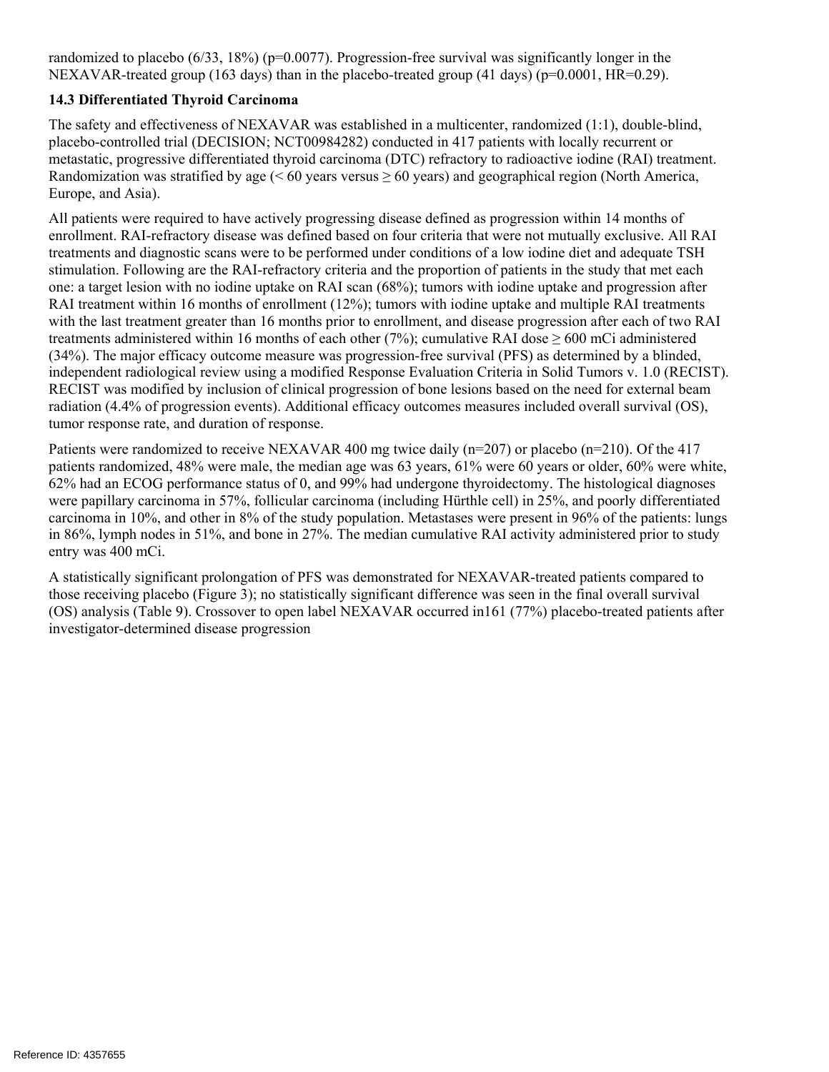randomized to placebo (6/33, 18%) (p=0.0077). Progression-free survival was significantly longer in the NEXAVAR-treated group (163 days) than in the placebo-treated group (41 days) (p=0.0001, HR=0.29).

### 14.3 Differentiated Thyroid Carcinoma

The safety and effectiveness of NEXAVAR was established in a multicenter, randomized (1:1), double-blind, placebo-controlled trial (DECISION; NCT00984282) conducted in 417 patients with locally recurrent or metastatic, progressive differentiated thyroid carcinoma (DTC) refractory to radioactive iodine (RAI) treatment. Randomization was stratified by age (< 60 years versus ≥ 60 years) and geographical region (North America, Europe, and Asia).

All patients were required to have actively progressing disease defined as progression within 14 months of enrollment. RAI-refractory disease was defined based on four criteria that were not mutually exclusive. All RAI treatments and diagnostic scans were to be performed under conditions of a low iodine diet and adequate TSH stimulation. Following are the RAI-refractory criteria and the proportion of patients in the study that met each one: a target lesion with no iodine uptake on RAI scan (68%); tumors with iodine uptake and progression after RAI treatment within 16 months of enrollment (12%); tumors with iodine uptake and multiple RAI treatments with the last treatment greater than 16 months prior to enrollment, and disease progression after each of two RAI treatments administered within 16 months of each other (7%); cumulative RAI dose ≥ 600 mCi administered (34%). The major efficacy outcome measure was progression-free survival (PFS) as determined by a blinded, independent radiological review using a modified Response Evaluation Criteria in Solid Tumors v. 1.0 (RECIST). RECIST was modified by inclusion of clinical progression of bone lesions based on the need for external beam radiation (4.4% of progression events). Additional efficacy outcomes measures included overall survival (OS), tumor response rate, and duration of response.

Patients were randomized to receive NEXAVAR 400 mg twice daily (n=207) or placebo (n=210). Of the 417 patients randomized, 48% were male, the median age was 63 years, 61% were 60 years or older, 60% were white, 62% had an ECOG performance status of 0, and 99% had undergone thyroidectomy. The histological diagnoses were papillary carcinoma in 57%, follicular carcinoma (including Hürthle cell) in 25%, and poorly differentiated carcinoma in 10%, and other in 8% of the study population. Metastases were present in 96% of the patients: lungs in 86%, lymph nodes in 51%, and bone in 27%. The median cumulative RAI activity administered prior to study entry was 400 mCi.

A statistically significant prolongation of PFS was demonstrated for NEXAVAR-treated patients compared to those receiving placebo (Figure 3); no statistically significant difference was seen in the final overall survival (OS) analysis (Table 9). Crossover to open label NEXAVAR occurred in161 (77%) placebo-treated patients after investigator-determined disease progression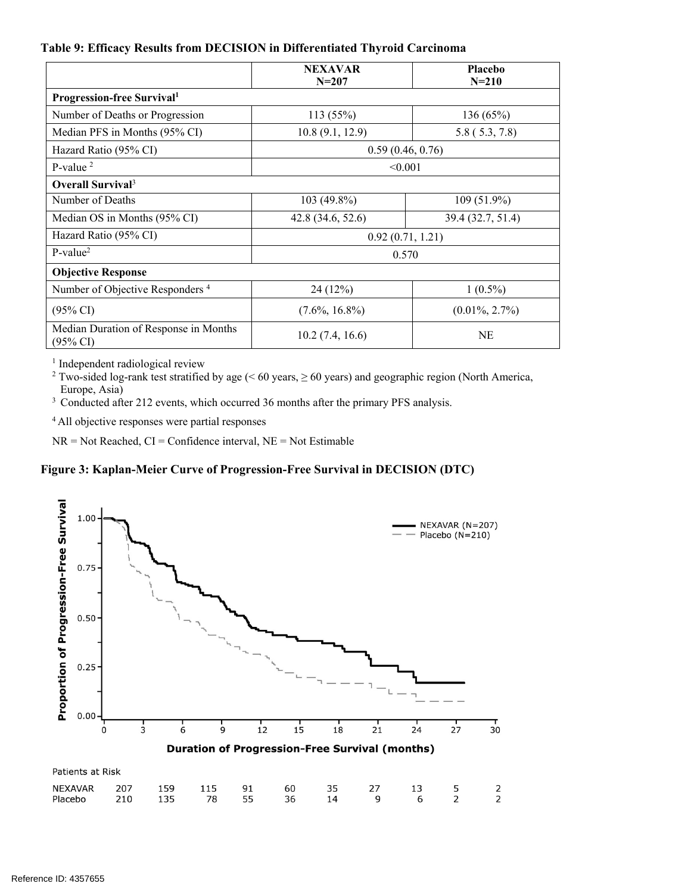**Table 9: Efficacy Results from DECISION in Differentiated Thyroid Carcinoma**

| | NEXAVAR N=207 | Placebo N=210 |
|---|---|---|
| **Progression-free Survival**[1] | | |
| Number of Deaths or Progression | 113 (55%) | 136 (65%) |
| Median PFS in Months (95% CI) | 10.8 (9.1, 12.9) | 5.8 ( 5.3, 7.8) |
| Hazard Ratio (95% CI) | 0.59 (0.46, 0.76) | |
| P-value [2] | <0.001 | |
| **Overall Survival**[3] | | |
| Number of Deaths | 103 (49.8%) | 109 (51.9%) |
| Median OS in Months (95% CI) | 42.8 (34.6, 52.6) | 39.4 (32.7, 51.4) |
| Hazard Ratio (95% CI) | 0.92 (0.71, 1.21) | |
| P-value[2] | 0.570 | |
| **Objective Response** | | |
| Number of Objective Responders [4] | 24 (12%) | 1 (0.5%) |
| (95% CI) | (7.6%, 16.8%) | (0.01%, 2.7%) |
| Median Duration of Response in Months (95% CI) | 10.2 (7.4, 16.6) | NE |

[1] Independent radiological review

[2] Two-sided log-rank test stratified by age (< 60 years, ≥ 60 years) and geographic region (North America, Europe, Asia)

[3] Conducted after 212 events, which occurred 36 months after the primary PFS analysis.

[4] All objective responses were partial responses

NR = Not Reached, CI = Confidence interval, NE = Not Estimable

**Figure 3: Kaplan-Meier Curve of Progression-Free Survival in DECISION (DTC)**

Patients at Risk

| | 0 | 3 | 6 | 9 | 12 | 15 | 18 | 21 | 24 | 27 |
|---|---|---|---|---|---|---|---|---|---|---|
| NEXAVAR | 207 | 159 | 115 | 91 | 60 | 35 | 27 | 13 | 5 | 2 |
| Placebo | 210 | 135 | 78 | 55 | 36 | 14 | 9 | 6 | 2 | 2 |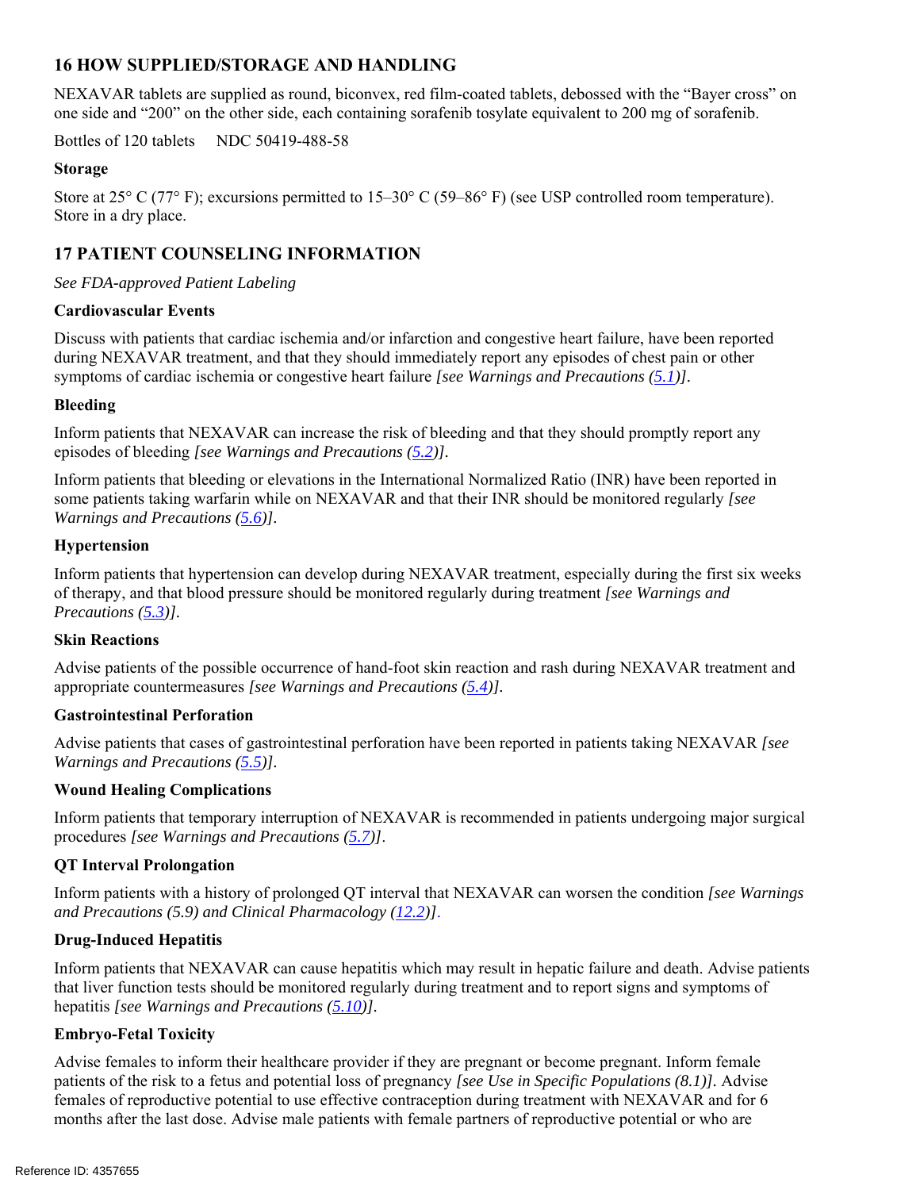## 16 HOW SUPPLIED/STORAGE AND HANDLING

NEXAVAR tablets are supplied as round, biconvex, red film-coated tablets, debossed with the "Bayer cross" on one side and "200" on the other side, each containing sorafenib tosylate equivalent to 200 mg of sorafenib.

Bottles of 120 tablets NDC 50419-488-58

### Storage

Store at 25° C (77° F); excursions permitted to 15–30° C (59–86° F) (see USP controlled room temperature). Store in a dry place.

## 17 PATIENT COUNSELING INFORMATION

*See FDA-approved Patient Labeling*

### Cardiovascular Events

Discuss with patients that cardiac ischemia and/or infarction and congestive heart failure, have been reported during NEXAVAR treatment, and that they should immediately report any episodes of chest pain or other symptoms of cardiac ischemia or congestive heart failure *[see Warnings and Precautions (5.1)]*.

### Bleeding

Inform patients that NEXAVAR can increase the risk of bleeding and that they should promptly report any episodes of bleeding *[see Warnings and Precautions (5.2)]*.

Inform patients that bleeding or elevations in the International Normalized Ratio (INR) have been reported in some patients taking warfarin while on NEXAVAR and that their INR should be monitored regularly *[see Warnings and Precautions (5.6)]*.

### Hypertension

Inform patients that hypertension can develop during NEXAVAR treatment, especially during the first six weeks of therapy, and that blood pressure should be monitored regularly during treatment *[see Warnings and Precautions (5.3)]*.

### Skin Reactions

Advise patients of the possible occurrence of hand-foot skin reaction and rash during NEXAVAR treatment and appropriate countermeasures *[see Warnings and Precautions (5.4)]*.

### Gastrointestinal Perforation

Advise patients that cases of gastrointestinal perforation have been reported in patients taking NEXAVAR *[see Warnings and Precautions (5.5)]*.

### Wound Healing Complications

Inform patients that temporary interruption of NEXAVAR is recommended in patients undergoing major surgical procedures *[see Warnings and Precautions (5.7)]*.

### QT Interval Prolongation

Inform patients with a history of prolonged QT interval that NEXAVAR can worsen the condition *[see Warnings and Precautions (5.9) and Clinical Pharmacology (12.2)]*.

### Drug-Induced Hepatitis

Inform patients that NEXAVAR can cause hepatitis which may result in hepatic failure and death. Advise patients that liver function tests should be monitored regularly during treatment and to report signs and symptoms of hepatitis *[see Warnings and Precautions (5.10)]*.

### Embryo-Fetal Toxicity

Advise females to inform their healthcare provider if they are pregnant or become pregnant. Inform female patients of the risk to a fetus and potential loss of pregnancy *[see Use in Specific Populations (8.1)]*. Advise females of reproductive potential to use effective contraception during treatment with NEXAVAR and for 6 months after the last dose. Advise male patients with female partners of reproductive potential or who are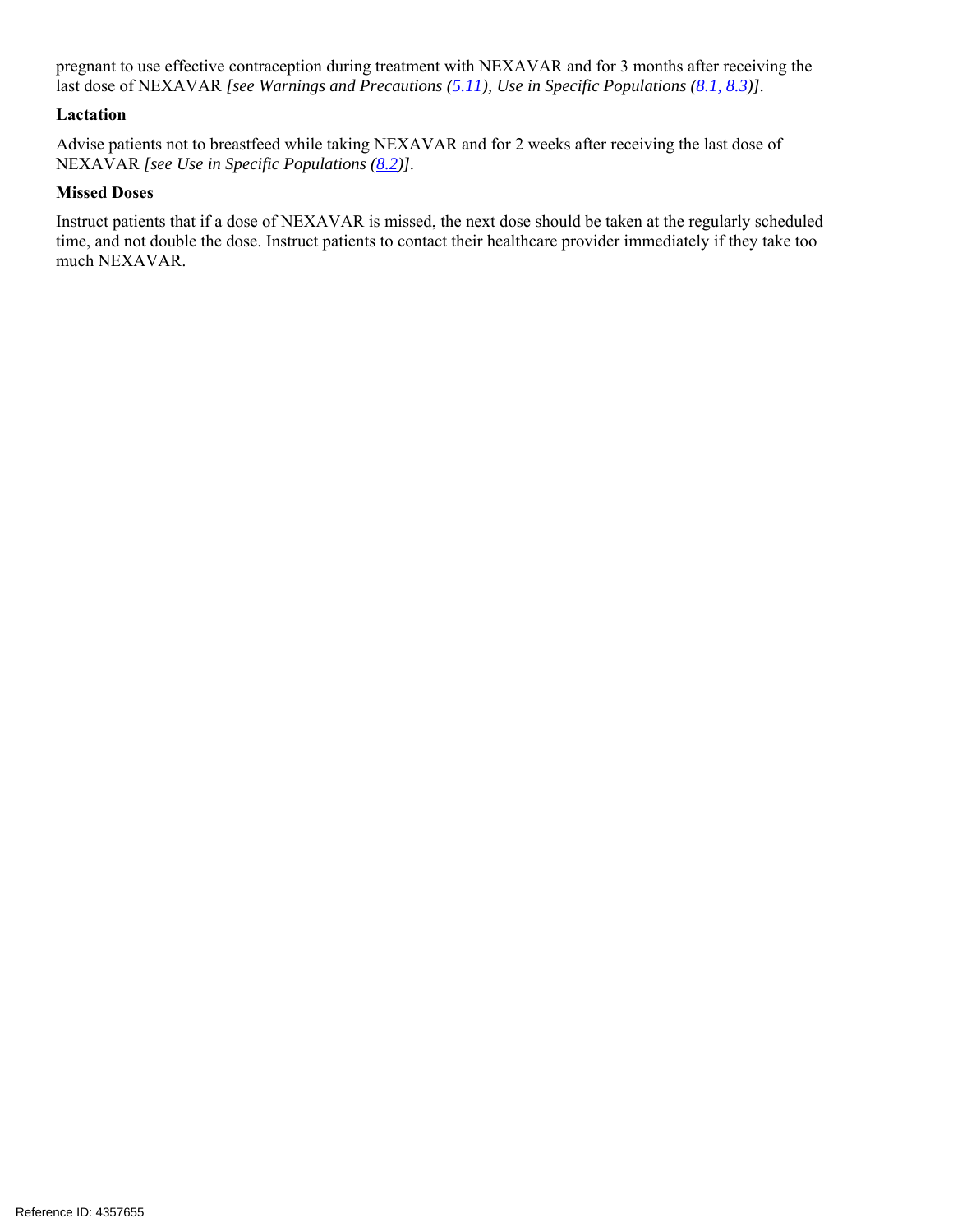pregnant to use effective contraception during treatment with NEXAVAR and for 3 months after receiving the last dose of NEXAVAR *[see Warnings and Precautions (5.11), Use in Specific Populations (8.1, 8.3)]*.

**Lactation**

Advise patients not to breastfeed while taking NEXAVAR and for 2 weeks after receiving the last dose of NEXAVAR *[see Use in Specific Populations (8.2)]*.

**Missed Doses**

Instruct patients that if a dose of NEXAVAR is missed, the next dose should be taken at the regularly scheduled time, and not double the dose. Instruct patients to contact their healthcare provider immediately if they take too much NEXAVAR.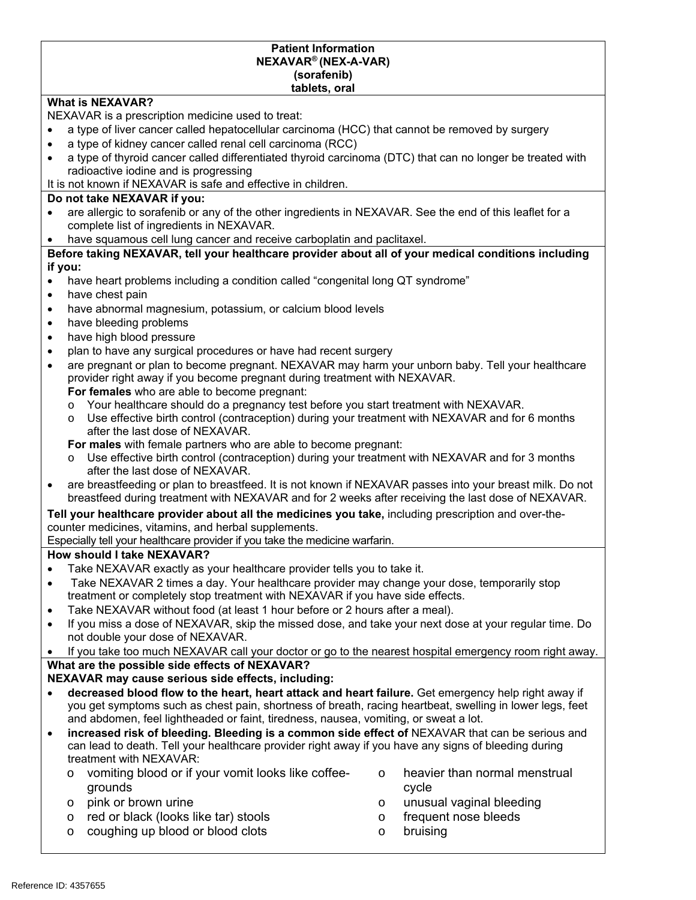**Patient Information**
**NEXAVAR® (NEX-A-VAR)**
**(sorafenib)**
**tablets, oral**

**What is NEXAVAR?**

NEXAVAR is a prescription medicine used to treat:

- a type of liver cancer called hepatocellular carcinoma (HCC) that cannot be removed by surgery
- a type of kidney cancer called renal cell carcinoma (RCC)
- a type of thyroid cancer called differentiated thyroid carcinoma (DTC) that can no longer be treated with radioactive iodine and is progressing

It is not known if NEXAVAR is safe and effective in children.

**Do not take NEXAVAR if you:**

- are allergic to sorafenib or any of the other ingredients in NEXAVAR. See the end of this leaflet for a complete list of ingredients in NEXAVAR.
- have squamous cell lung cancer and receive carboplatin and paclitaxel.

**Before taking NEXAVAR, tell your healthcare provider about all of your medical conditions including if you:**

- have heart problems including a condition called "congenital long QT syndrome"
- have chest pain
- have abnormal magnesium, potassium, or calcium blood levels
- have bleeding problems
- have high blood pressure
- plan to have any surgical procedures or have had recent surgery
- are pregnant or plan to become pregnant. NEXAVAR may harm your unborn baby. Tell your healthcare provider right away if you become pregnant during treatment with NEXAVAR.
  **For females** who are able to become pregnant:
  - Your healthcare should do a pregnancy test before you start treatment with NEXAVAR.
  - Use effective birth control (contraception) during your treatment with NEXAVAR and for 6 months after the last dose of NEXAVAR.

  **For males** with female partners who are able to become pregnant:
  - Use effective birth control (contraception) during your treatment with NEXAVAR and for 3 months after the last dose of NEXAVAR.
- are breastfeeding or plan to breastfeed. It is not known if NEXAVAR passes into your breast milk. Do not breastfeed during treatment with NEXAVAR and for 2 weeks after receiving the last dose of NEXAVAR.

**Tell your healthcare provider about all the medicines you take,** including prescription and over-the-counter medicines, vitamins, and herbal supplements.

Especially tell your healthcare provider if you take the medicine warfarin.

**How should I take NEXAVAR?**

- Take NEXAVAR exactly as your healthcare provider tells you to take it.
- Take NEXAVAR 2 times a day. Your healthcare provider may change your dose, temporarily stop treatment or completely stop treatment with NEXAVAR if you have side effects.
- Take NEXAVAR without food (at least 1 hour before or 2 hours after a meal).
- If you miss a dose of NEXAVAR, skip the missed dose, and take your next dose at your regular time. Do not double your dose of NEXAVAR.
- If you take too much NEXAVAR call your doctor or go to the nearest hospital emergency room right away.

**What are the possible side effects of NEXAVAR?**

**NEXAVAR may cause serious side effects, including:**

- **decreased blood flow to the heart, heart attack and heart failure.** Get emergency help right away if you get symptoms such as chest pain, shortness of breath, racing heartbeat, swelling in lower legs, feet and abdomen, feel lightheaded or faint, tiredness, nausea, vomiting, or sweat a lot.
- **increased risk of bleeding. Bleeding is a common side effect of** NEXAVAR that can be serious and can lead to death. Tell your healthcare provider right away if you have any signs of bleeding during treatment with NEXAVAR:
  - vomiting blood or if your vomit looks like coffee-grounds
  - pink or brown urine
  - red or black (looks like tar) stools
  - coughing up blood or blood clots
  - heavier than normal menstrual cycle
  - unusual vaginal bleeding
  - frequent nose bleeds
  - bruising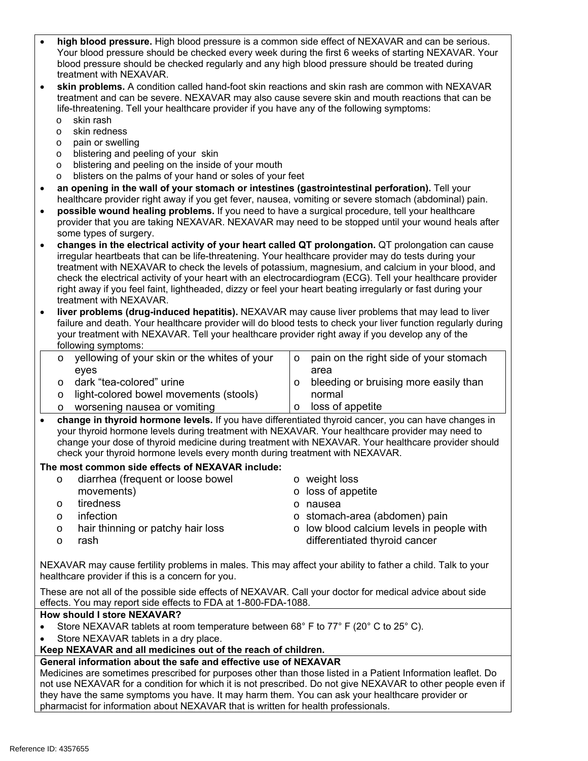- **high blood pressure.** High blood pressure is a common side effect of NEXAVAR and can be serious. Your blood pressure should be checked every week during the first 6 weeks of starting NEXAVAR. Your blood pressure should be checked regularly and any high blood pressure should be treated during treatment with NEXAVAR.
- **skin problems.** A condition called hand-foot skin reactions and skin rash are common with NEXAVAR treatment and can be severe. NEXAVAR may also cause severe skin and mouth reactions that can be life-threatening. Tell your healthcare provider if you have any of the following symptoms:
  - skin rash
  - skin redness
  - pain or swelling
  - blistering and peeling of your skin
  - blistering and peeling on the inside of your mouth
  - blisters on the palms of your hand or soles of your feet
- **an opening in the wall of your stomach or intestines (gastrointestinal perforation).** Tell your healthcare provider right away if you get fever, nausea, vomiting or severe stomach (abdominal) pain.
- **possible wound healing problems.** If you need to have a surgical procedure, tell your healthcare provider that you are taking NEXAVAR. NEXAVAR may need to be stopped until your wound heals after some types of surgery.
- **changes in the electrical activity of your heart called QT prolongation.** QT prolongation can cause irregular heartbeats that can be life-threatening. Your healthcare provider may do tests during your treatment with NEXAVAR to check the levels of potassium, magnesium, and calcium in your blood, and check the electrical activity of your heart with an electrocardiogram (ECG). Tell your healthcare provider right away if you feel faint, lightheaded, dizzy or feel your heart beating irregularly or fast during your treatment with NEXAVAR.
- **liver problems (drug-induced hepatitis).** NEXAVAR may cause liver problems that may lead to liver failure and death. Your healthcare provider will do blood tests to check your liver function regularly during your treatment with NEXAVAR. Tell your healthcare provider right away if you develop any of the following symptoms:

| | |
|---|---|
| o yellowing of your skin or the whites of your eyes<br>o dark “tea-colored” urine<br>o light-colored bowel movements (stools)<br>o worsening nausea or vomiting | o pain on the right side of your stomach area<br>o bleeding or bruising more easily than normal<br>o loss of appetite |

- **change in thyroid hormone levels.** If you have differentiated thyroid cancer, you can have changes in your thyroid hormone levels during treatment with NEXAVAR. Your healthcare provider may need to change your dose of thyroid medicine during treatment with NEXAVAR. Your healthcare provider should check your thyroid hormone levels every month during treatment with NEXAVAR.

**The most common side effects of NEXAVAR include:**

- diarrhea (frequent or loose bowel movements)
- tiredness
- infection
- hair thinning or patchy hair loss
- rash
- weight loss
- loss of appetite
- nausea
- stomach-area (abdomen) pain
- low blood calcium levels in people with differentiated thyroid cancer

NEXAVAR may cause fertility problems in males. This may affect your ability to father a child. Talk to your healthcare provider if this is a concern for you.

These are not all of the possible side effects of NEXAVAR. Call your doctor for medical advice about side effects. You may report side effects to FDA at 1-800-FDA-1088.

**How should I store NEXAVAR?**

- Store NEXAVAR tablets at room temperature between 68° F to 77° F (20° C to 25° C).
- Store NEXAVAR tablets in a dry place.

**Keep NEXAVAR and all medicines out of the reach of children.**

**General information about the safe and effective use of NEXAVAR**

Medicines are sometimes prescribed for purposes other than those listed in a Patient Information leaflet. Do not use NEXAVAR for a condition for which it is not prescribed. Do not give NEXAVAR to other people even if they have the same symptoms you have. It may harm them. You can ask your healthcare provider or pharmacist for information about NEXAVAR that is written for health professionals.

Reference ID: 4357655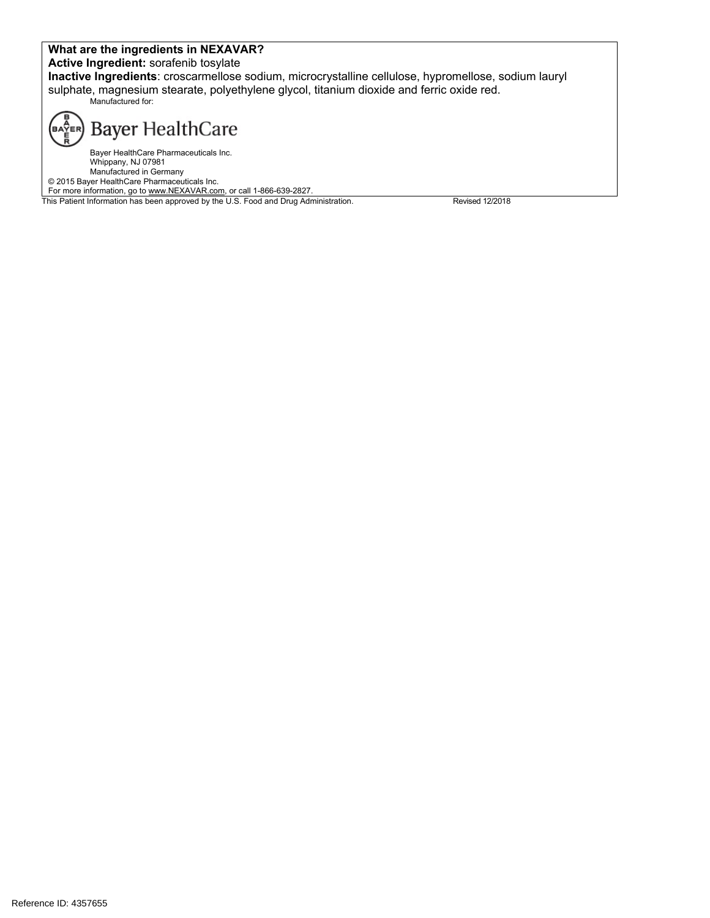**What are the ingredients in NEXAVAR?**

**Active Ingredient:** sorafenib tosylate

**Inactive Ingredients**: croscarmellose sodium, microcrystalline cellulose, hypromellose, sodium lauryl sulphate, magnesium stearate, polyethylene glycol, titanium dioxide and ferric oxide red.

Manufactured for:

Bayer HealthCare

Bayer HealthCare Pharmaceuticals Inc.
Whippany, NJ 07981
Manufactured in Germany

© 2015 Bayer HealthCare Pharmaceuticals Inc.

For more information, go to www.NEXAVAR.com, or call 1-866-639-2827.

This Patient Information has been approved by the U.S. Food and Drug Administration. Revised 12/2018

Reference ID: 4357655